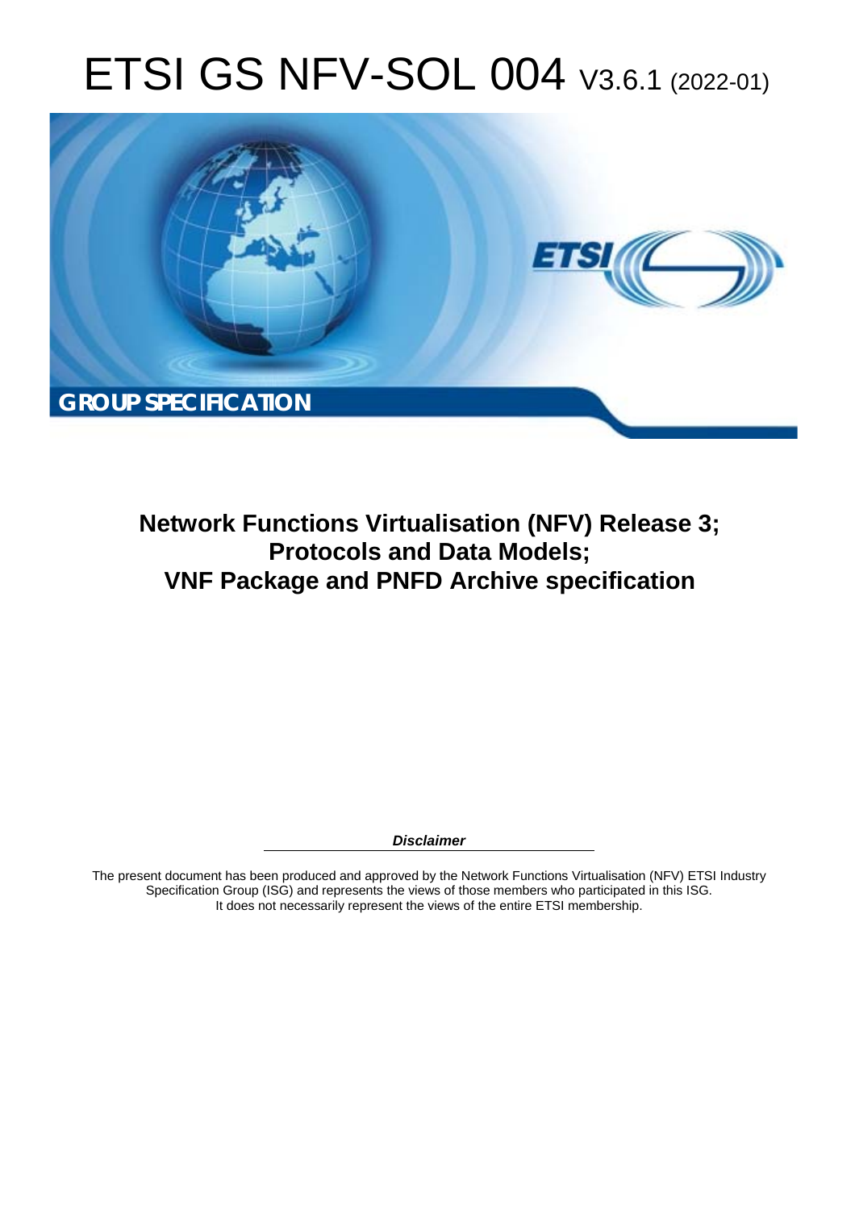# ETSI GS NFV-SOL 004 V3.6.1 (2022-01)

**GROUP SPECIFICATION**

## Network Functions Virtualisation (NFV) Release 3; Protocols and Data Models; VNF Package and PNFD Archive specification

***Disclaimer***

The present document has been produced and approved by the Network Functions Virtualisation (NFV) ETSI Industry Specification Group (ISG) and represents the views of those members who participated in this ISG.
It does not necessarily represent the views of the entire ETSI membership.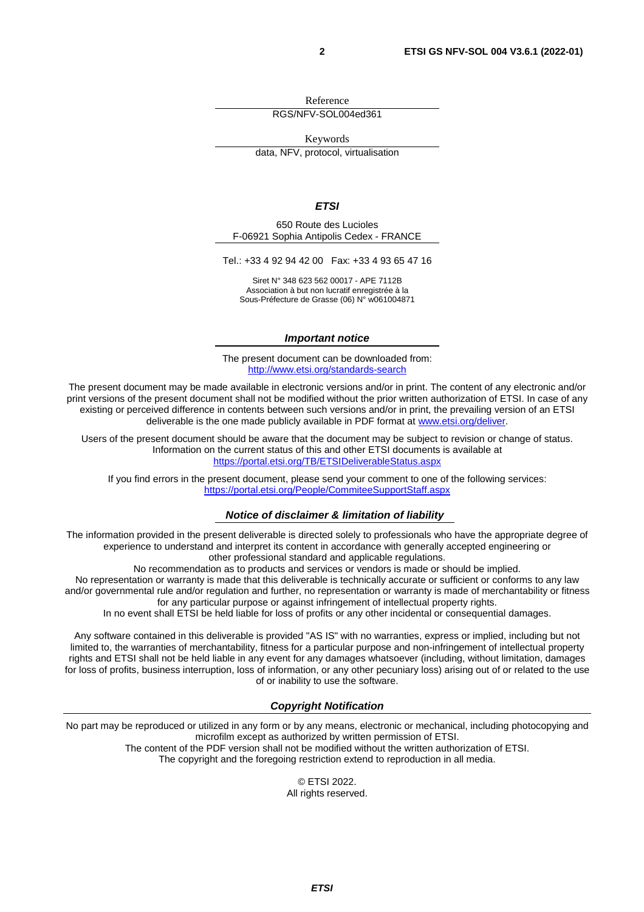Reference

RGS/NFV-SOL004ed361

Keywords

data, NFV, protocol, virtualisation

***ETSI***

650 Route des Lucioles
F-06921 Sophia Antipolis Cedex - FRANCE

Tel.: +33 4 92 94 42 00   Fax: +33 4 93 65 47 16

Siret N° 348 623 562 00017 - APE 7112B
Association à but non lucratif enregistrée à la
Sous-Préfecture de Grasse (06) N° w061004871

***Important notice***

The present document can be downloaded from:
http://www.etsi.org/standards-search

The present document may be made available in electronic versions and/or in print. The content of any electronic and/or print versions of the present document shall not be modified without the prior written authorization of ETSI. In case of any existing or perceived difference in contents between such versions and/or in print, the prevailing version of an ETSI deliverable is the one made publicly available in PDF format at www.etsi.org/deliver.

Users of the present document should be aware that the document may be subject to revision or change of status. Information on the current status of this and other ETSI documents is available at
https://portal.etsi.org/TB/ETSIDeliverableStatus.aspx

If you find errors in the present document, please send your comment to one of the following services:
https://portal.etsi.org/People/CommiteeSupportStaff.aspx

***Notice of disclaimer & limitation of liability***

The information provided in the present deliverable is directed solely to professionals who have the appropriate degree of experience to understand and interpret its content in accordance with generally accepted engineering or other professional standard and applicable regulations.
No recommendation as to products and services or vendors is made or should be implied.
No representation or warranty is made that this deliverable is technically accurate or sufficient or conforms to any law and/or governmental rule and/or regulation and further, no representation or warranty is made of merchantability or fitness for any particular purpose or against infringement of intellectual property rights.
In no event shall ETSI be held liable for loss of profits or any other incidental or consequential damages.

Any software contained in this deliverable is provided "AS IS" with no warranties, express or implied, including but not limited to, the warranties of merchantability, fitness for a particular purpose and non-infringement of intellectual property rights and ETSI shall not be held liable in any event for any damages whatsoever (including, without limitation, damages for loss of profits, business interruption, loss of information, or any other pecuniary loss) arising out of or related to the use of or inability to use the software.

***Copyright Notification***

No part may be reproduced or utilized in any form or by any means, electronic or mechanical, including photocopying and microfilm except as authorized by written permission of ETSI.
The content of the PDF version shall not be modified without the written authorization of ETSI.
The copyright and the foregoing restriction extend to reproduction in all media.

© ETSI 2022.
All rights reserved.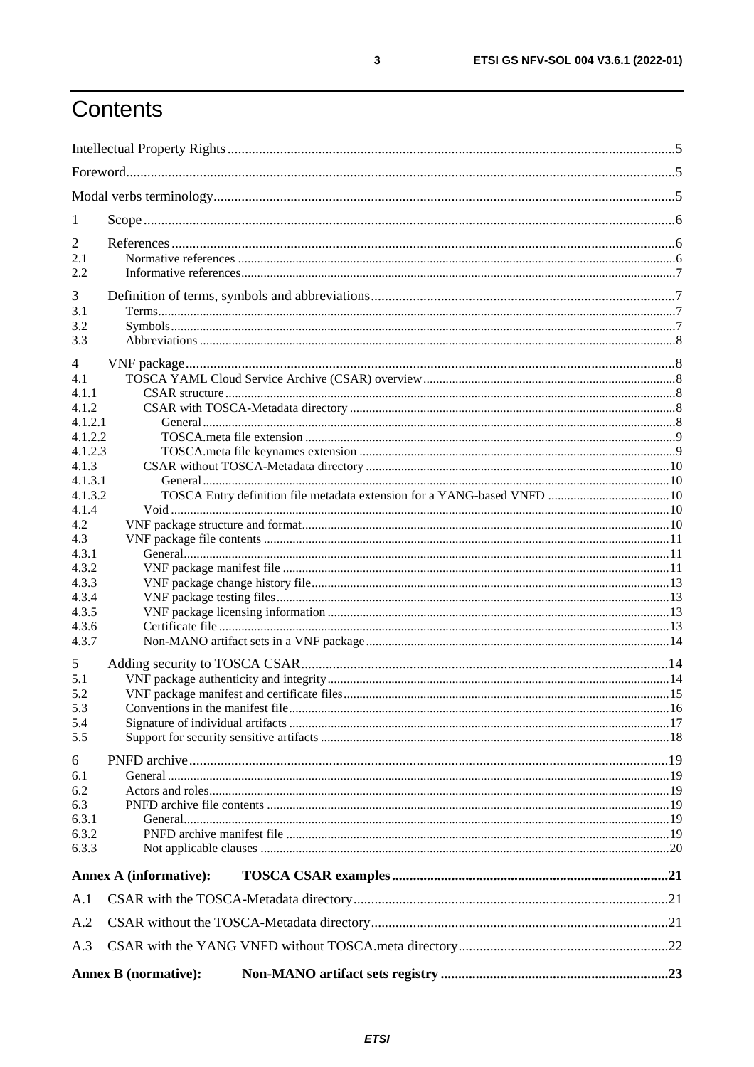# Contents

Intellectual Property Rights ..... 5
Foreword ..... 5
Modal verbs terminology ..... 5

1 Scope ..... 6

2 References ..... 6
2.1 Normative references ..... 6
2.2 Informative references ..... 7

3 Definition of terms, symbols and abbreviations ..... 7
3.1 Terms ..... 7
3.2 Symbols ..... 7
3.3 Abbreviations ..... 8

4 VNF package ..... 8
4.1 TOSCA YAML Cloud Service Archive (CSAR) overview ..... 8
4.1.1 CSAR structure ..... 8
4.1.2 CSAR with TOSCA-Metadata directory ..... 8
4.1.2.1 General ..... 8
4.1.2.2 TOSCA.meta file extension ..... 9
4.1.2.3 TOSCA.meta file keynames extension ..... 9
4.1.3 CSAR without TOSCA-Metadata directory ..... 10
4.1.3.1 General ..... 10
4.1.3.2 TOSCA Entry definition file metadata extension for a YANG-based VNFD ..... 10
4.1.4 Void ..... 10
4.2 VNF package structure and format ..... 10
4.3 VNF package file contents ..... 11
4.3.1 General ..... 11
4.3.2 VNF package manifest file ..... 11
4.3.3 VNF package change history file ..... 13
4.3.4 VNF package testing files ..... 13
4.3.5 VNF package licensing information ..... 13
4.3.6 Certificate file ..... 13
4.3.7 Non-MANO artifact sets in a VNF package ..... 14

5 Adding security to TOSCA CSAR ..... 14
5.1 VNF package authenticity and integrity ..... 14
5.2 VNF package manifest and certificate files ..... 15
5.3 Conventions in the manifest file ..... 16
5.4 Signature of individual artifacts ..... 17
5.5 Support for security sensitive artifacts ..... 18

6 PNFD archive ..... 19
6.1 General ..... 19
6.2 Actors and roles ..... 19
6.3 PNFD archive file contents ..... 19
6.3.1 General ..... 19
6.3.2 PNFD archive manifest file ..... 19
6.3.3 Not applicable clauses ..... 20

**Annex A (informative): TOSCA CSAR examples ..... 21**

A.1 CSAR with the TOSCA-Metadata directory ..... 21

A.2 CSAR without the TOSCA-Metadata directory ..... 21

A.3 CSAR with the YANG VNFD without TOSCA.meta directory ..... 22

**Annex B (normative): Non-MANO artifact sets registry ..... 23**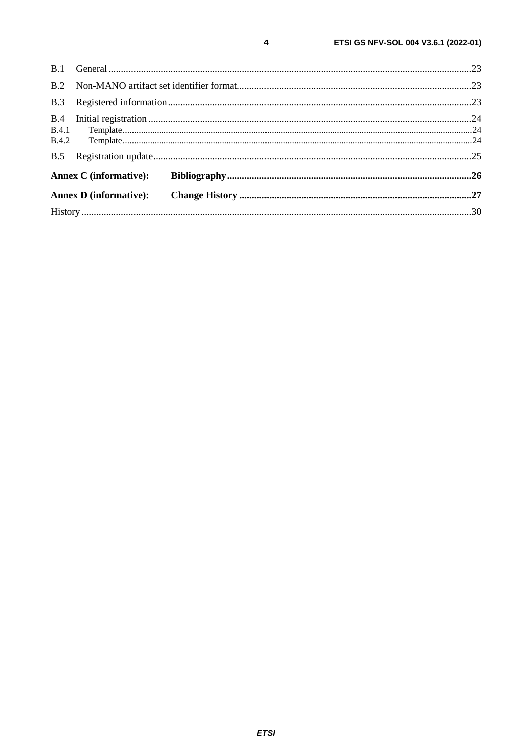B.1 General .......................................................................................................................................23

B.2 Non-MANO artifact set identifier format...............................................................................................23

B.3 Registered information..........................................................................................................................23

B.4 Initial registration ..................................................................................................................................24
B.4.1 Template..........................................................................................................................................24
B.4.2 Template..........................................................................................................................................24

B.5 Registration update................................................................................................................................25

**Annex C (informative): Bibliography...................................................................................................26**

**Annex D (informative): Change History ..............................................................................................27**

History ............................................................................................................................................................30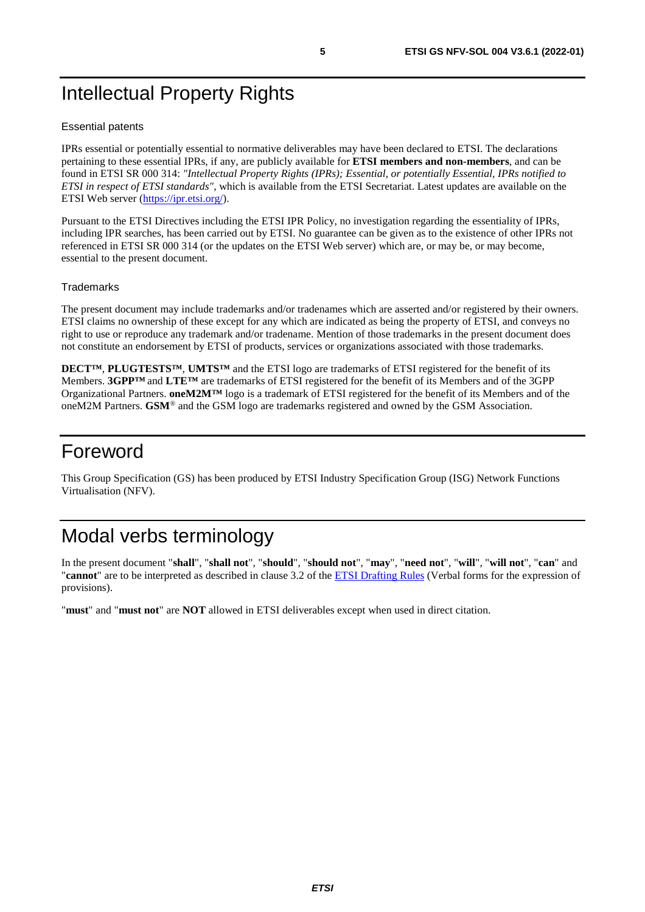# Intellectual Property Rights

### Essential patents

IPRs essential or potentially essential to normative deliverables may have been declared to ETSI. The declarations pertaining to these essential IPRs, if any, are publicly available for **ETSI members and non-members**, and can be found in ETSI SR 000 314: *"Intellectual Property Rights (IPRs); Essential, or potentially Essential, IPRs notified to ETSI in respect of ETSI standards"*, which is available from the ETSI Secretariat. Latest updates are available on the ETSI Web server (https://ipr.etsi.org/).

Pursuant to the ETSI Directives including the ETSI IPR Policy, no investigation regarding the essentiality of IPRs, including IPR searches, has been carried out by ETSI. No guarantee can be given as to the existence of other IPRs not referenced in ETSI SR 000 314 (or the updates on the ETSI Web server) which are, or may be, or may become, essential to the present document.

### Trademarks

The present document may include trademarks and/or tradenames which are asserted and/or registered by their owners. ETSI claims no ownership of these except for any which are indicated as being the property of ETSI, and conveys no right to use or reproduce any trademark and/or tradename. Mention of those trademarks in the present document does not constitute an endorsement by ETSI of products, services or organizations associated with those trademarks.

**DECT™**, **PLUGTESTS™**, **UMTS™** and the ETSI logo are trademarks of ETSI registered for the benefit of its Members. **3GPP™** and **LTE™** are trademarks of ETSI registered for the benefit of its Members and of the 3GPP Organizational Partners. **oneM2M™** logo is a trademark of ETSI registered for the benefit of its Members and of the oneM2M Partners. **GSM**® and the GSM logo are trademarks registered and owned by the GSM Association.

# Foreword

This Group Specification (GS) has been produced by ETSI Industry Specification Group (ISG) Network Functions Virtualisation (NFV).

# Modal verbs terminology

In the present document "**shall**", "**shall not**", "**should**", "**should not**", "**may**", "**need not**", "**will**", "**will not**", "**can**" and "**cannot**" are to be interpreted as described in clause 3.2 of the ETSI Drafting Rules (Verbal forms for the expression of provisions).

"**must**" and "**must not**" are **NOT** allowed in ETSI deliverables except when used in direct citation.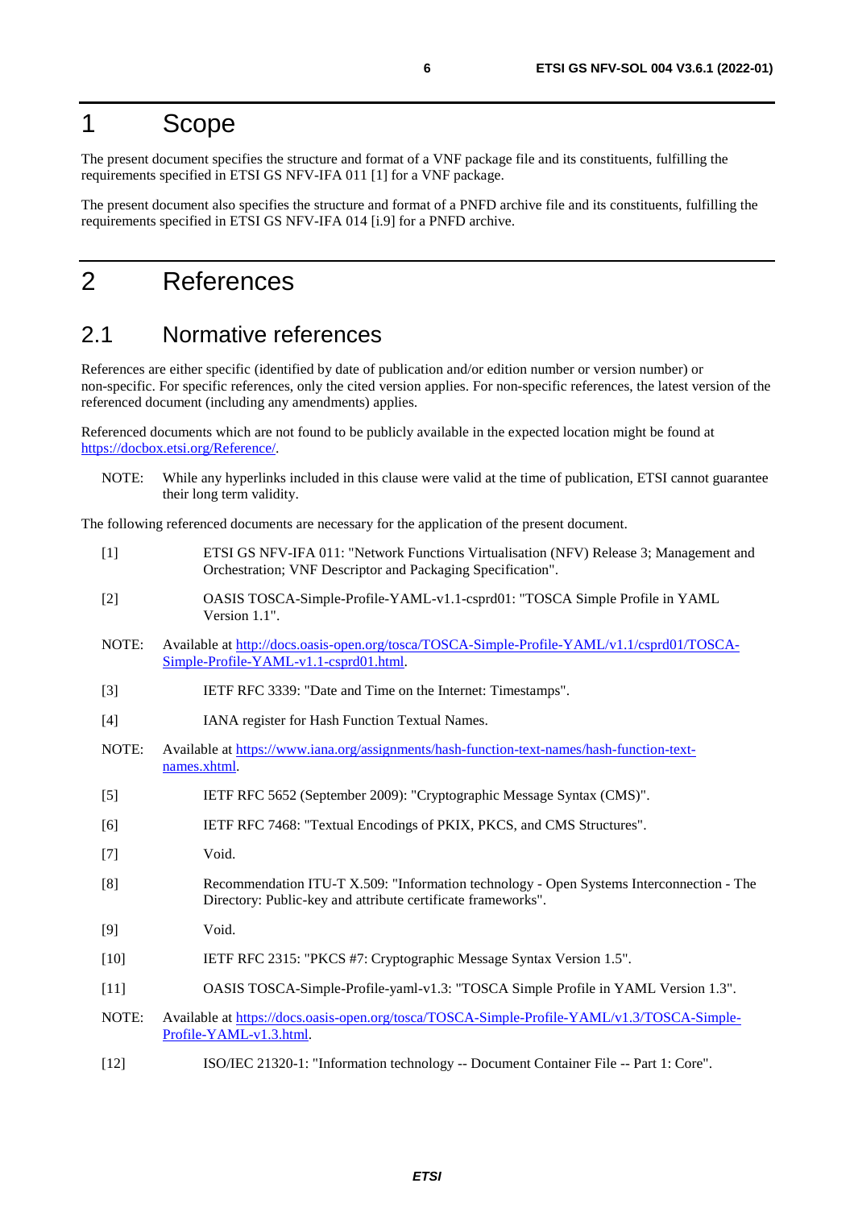# 1 Scope

The present document specifies the structure and format of a VNF package file and its constituents, fulfilling the requirements specified in ETSI GS NFV-IFA 011 [1] for a VNF package.

The present document also specifies the structure and format of a PNFD archive file and its constituents, fulfilling the requirements specified in ETSI GS NFV-IFA 014 [i.9] for a PNFD archive.

# 2 References

## 2.1 Normative references

References are either specific (identified by date of publication and/or edition number or version number) or non-specific. For specific references, only the cited version applies. For non-specific references, the latest version of the referenced document (including any amendments) applies.

Referenced documents which are not found to be publicly available in the expected location might be found at https://docbox.etsi.org/Reference/.

NOTE: While any hyperlinks included in this clause were valid at the time of publication, ETSI cannot guarantee their long term validity.

The following referenced documents are necessary for the application of the present document.

[1] ETSI GS NFV-IFA 011: "Network Functions Virtualisation (NFV) Release 3; Management and Orchestration; VNF Descriptor and Packaging Specification".

[2] OASIS TOSCA-Simple-Profile-YAML-v1.1-csprd01: "TOSCA Simple Profile in YAML Version 1.1".

NOTE: Available at http://docs.oasis-open.org/tosca/TOSCA-Simple-Profile-YAML/v1.1/csprd01/TOSCA-Simple-Profile-YAML-v1.1-csprd01.html.

[3] IETF RFC 3339: "Date and Time on the Internet: Timestamps".

[4] IANA register for Hash Function Textual Names.

NOTE: Available at https://www.iana.org/assignments/hash-function-text-names/hash-function-text-names.xhtml.

[5] IETF RFC 5652 (September 2009): "Cryptographic Message Syntax (CMS)".

[6] IETF RFC 7468: "Textual Encodings of PKIX, PKCS, and CMS Structures".

[7] Void.

[8] Recommendation ITU-T X.509: "Information technology - Open Systems Interconnection - The Directory: Public-key and attribute certificate frameworks".

[9] Void.

[10] IETF RFC 2315: "PKCS #7: Cryptographic Message Syntax Version 1.5".

[11] OASIS TOSCA-Simple-Profile-yaml-v1.3: "TOSCA Simple Profile in YAML Version 1.3".

NOTE: Available at https://docs.oasis-open.org/tosca/TOSCA-Simple-Profile-YAML/v1.3/TOSCA-Simple-Profile-YAML-v1.3.html.

[12] ISO/IEC 21320-1: "Information technology -- Document Container File -- Part 1: Core".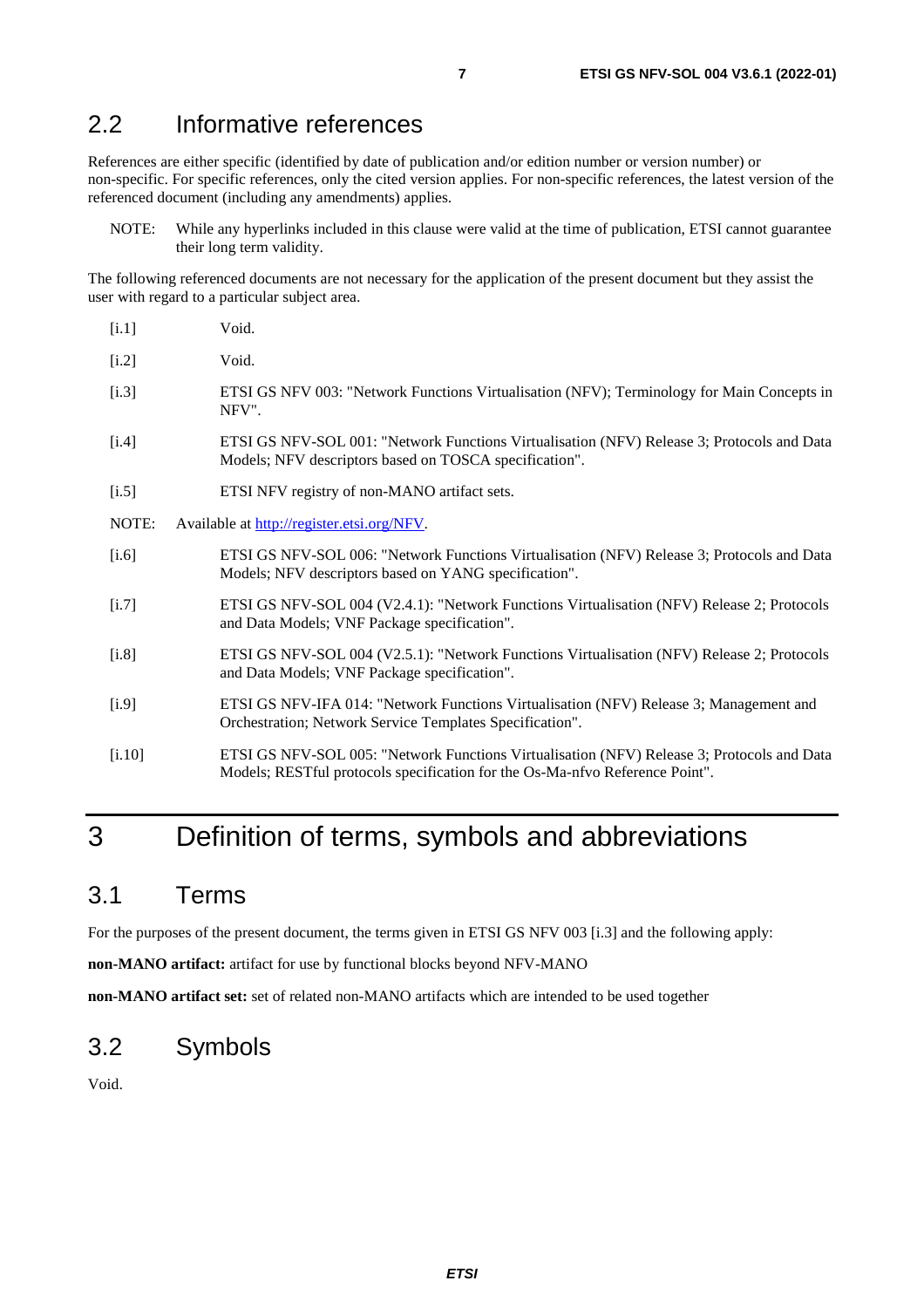## 2.2 Informative references

References are either specific (identified by date of publication and/or edition number or version number) or non-specific. For specific references, only the cited version applies. For non-specific references, the latest version of the referenced document (including any amendments) applies.

NOTE: While any hyperlinks included in this clause were valid at the time of publication, ETSI cannot guarantee their long term validity.

The following referenced documents are not necessary for the application of the present document but they assist the user with regard to a particular subject area.

[i.1] Void.

[i.2] Void.

[i.3] ETSI GS NFV 003: "Network Functions Virtualisation (NFV); Terminology for Main Concepts in NFV".

[i.4] ETSI GS NFV-SOL 001: "Network Functions Virtualisation (NFV) Release 3; Protocols and Data Models; NFV descriptors based on TOSCA specification".

[i.5] ETSI NFV registry of non-MANO artifact sets.

NOTE: Available at http://register.etsi.org/NFV.

[i.6] ETSI GS NFV-SOL 006: "Network Functions Virtualisation (NFV) Release 3; Protocols and Data Models; NFV descriptors based on YANG specification".

[i.7] ETSI GS NFV-SOL 004 (V2.4.1): "Network Functions Virtualisation (NFV) Release 2; Protocols and Data Models; VNF Package specification".

[i.8] ETSI GS NFV-SOL 004 (V2.5.1): "Network Functions Virtualisation (NFV) Release 2; Protocols and Data Models; VNF Package specification".

[i.9] ETSI GS NFV-IFA 014: "Network Functions Virtualisation (NFV) Release 3; Management and Orchestration; Network Service Templates Specification".

[i.10] ETSI GS NFV-SOL 005: "Network Functions Virtualisation (NFV) Release 3; Protocols and Data Models; RESTful protocols specification for the Os-Ma-nfvo Reference Point".

# 3 Definition of terms, symbols and abbreviations

## 3.1 Terms

For the purposes of the present document, the terms given in ETSI GS NFV 003 [i.3] and the following apply:

**non-MANO artifact:** artifact for use by functional blocks beyond NFV-MANO

**non-MANO artifact set:** set of related non-MANO artifacts which are intended to be used together

## 3.2 Symbols

Void.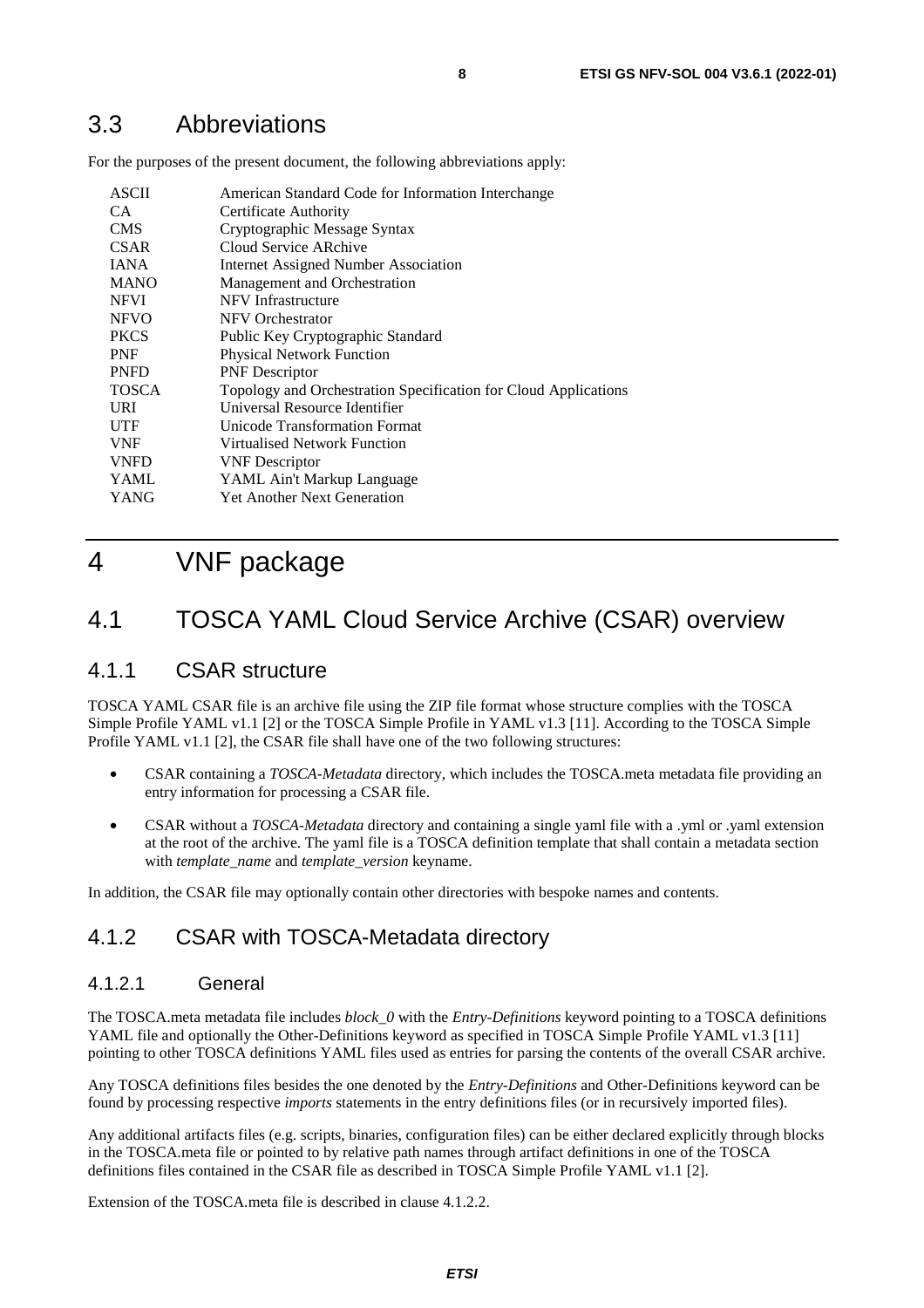## 3.3 Abbreviations

For the purposes of the present document, the following abbreviations apply:

| | |
|---|---|
| ASCII | American Standard Code for Information Interchange |
| CA | Certificate Authority |
| CMS | Cryptographic Message Syntax |
| CSAR | Cloud Service ARchive |
| IANA | Internet Assigned Number Association |
| MANO | Management and Orchestration |
| NFVI | NFV Infrastructure |
| NFVO | NFV Orchestrator |
| PKCS | Public Key Cryptographic Standard |
| PNF | Physical Network Function |
| PNFD | PNF Descriptor |
| TOSCA | Topology and Orchestration Specification for Cloud Applications |
| URI | Universal Resource Identifier |
| UTF | Unicode Transformation Format |
| VNF | Virtualised Network Function |
| VNFD | VNF Descriptor |
| YAML | YAML Ain't Markup Language |
| YANG | Yet Another Next Generation |

# 4 VNF package

## 4.1 TOSCA YAML Cloud Service Archive (CSAR) overview

### 4.1.1 CSAR structure

TOSCA YAML CSAR file is an archive file using the ZIP file format whose structure complies with the TOSCA Simple Profile YAML v1.1 [2] or the TOSCA Simple Profile in YAML v1.3 [11]. According to the TOSCA Simple Profile YAML v1.1 [2], the CSAR file shall have one of the two following structures:

- CSAR containing a *TOSCA-Metadata* directory, which includes the TOSCA.meta metadata file providing an entry information for processing a CSAR file.
- CSAR without a *TOSCA-Metadata* directory and containing a single yaml file with a .yml or .yaml extension at the root of the archive. The yaml file is a TOSCA definition template that shall contain a metadata section with *template_name* and *template_version* keyname.

In addition, the CSAR file may optionally contain other directories with bespoke names and contents.

### 4.1.2 CSAR with TOSCA-Metadata directory

#### 4.1.2.1 General

The TOSCA.meta metadata file includes *block_0* with the *Entry-Definitions* keyword pointing to a TOSCA definitions YAML file and optionally the Other-Definitions keyword as specified in TOSCA Simple Profile YAML v1.3 [11] pointing to other TOSCA definitions YAML files used as entries for parsing the contents of the overall CSAR archive.

Any TOSCA definitions files besides the one denoted by the *Entry-Definitions* and Other-Definitions keyword can be found by processing respective *imports* statements in the entry definitions files (or in recursively imported files).

Any additional artifacts files (e.g. scripts, binaries, configuration files) can be either declared explicitly through blocks in the TOSCA.meta file or pointed to by relative path names through artifact definitions in one of the TOSCA definitions files contained in the CSAR file as described in TOSCA Simple Profile YAML v1.1 [2].

Extension of the TOSCA.meta file is described in clause 4.1.2.2.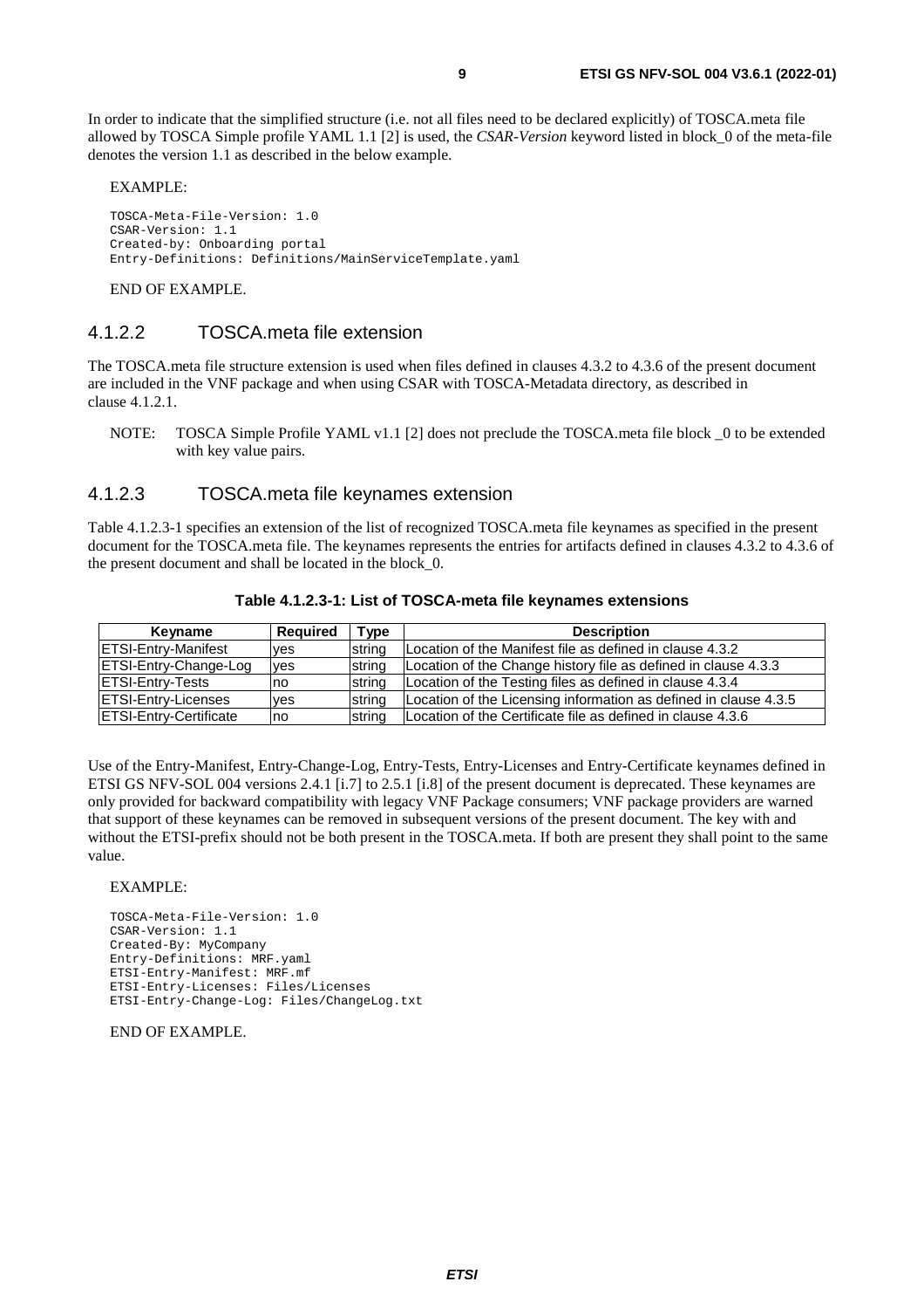In order to indicate that the simplified structure (i.e. not all files need to be declared explicitly) of TOSCA.meta file allowed by TOSCA Simple profile YAML 1.1 [2] is used, the *CSAR-Version* keyword listed in block_0 of the meta-file denotes the version 1.1 as described in the below example.

EXAMPLE:

```
TOSCA-Meta-File-Version: 1.0
CSAR-Version: 1.1
Created-by: Onboarding portal
Entry-Definitions: Definitions/MainServiceTemplate.yaml
```

END OF EXAMPLE.

### 4.1.2.2 TOSCA.meta file extension

The TOSCA.meta file structure extension is used when files defined in clauses 4.3.2 to 4.3.6 of the present document are included in the VNF package and when using CSAR with TOSCA-Metadata directory, as described in clause 4.1.2.1.

NOTE: TOSCA Simple Profile YAML v1.1 [2] does not preclude the TOSCA.meta file block _0 to be extended with key value pairs.

### 4.1.2.3 TOSCA.meta file keynames extension

Table 4.1.2.3-1 specifies an extension of the list of recognized TOSCA.meta file keynames as specified in the present document for the TOSCA.meta file. The keynames represents the entries for artifacts defined in clauses 4.3.2 to 4.3.6 of the present document and shall be located in the block_0.

**Table 4.1.2.3-1: List of TOSCA-meta file keynames extensions**

| Keyname | Required | Type | Description |
|---|---|---|---|
| ETSI-Entry-Manifest | yes | string | Location of the Manifest file as defined in clause 4.3.2 |
| ETSI-Entry-Change-Log | yes | string | Location of the Change history file as defined in clause 4.3.3 |
| ETSI-Entry-Tests | no | string | Location of the Testing files as defined in clause 4.3.4 |
| ETSI-Entry-Licenses | yes | string | Location of the Licensing information as defined in clause 4.3.5 |
| ETSI-Entry-Certificate | no | string | Location of the Certificate file as defined in clause 4.3.6 |

Use of the Entry-Manifest, Entry-Change-Log, Entry-Tests, Entry-Licenses and Entry-Certificate keynames defined in ETSI GS NFV-SOL 004 versions 2.4.1 [i.7] to 2.5.1 [i.8] of the present document is deprecated. These keynames are only provided for backward compatibility with legacy VNF Package consumers; VNF package providers are warned that support of these keynames can be removed in subsequent versions of the present document. The key with and without the ETSI-prefix should not be both present in the TOSCA.meta. If both are present they shall point to the same value.

EXAMPLE:

```
TOSCA-Meta-File-Version: 1.0
CSAR-Version: 1.1
Created-By: MyCompany
Entry-Definitions: MRF.yaml
ETSI-Entry-Manifest: MRF.mf
ETSI-Entry-Licenses: Files/Licenses
ETSI-Entry-Change-Log: Files/ChangeLog.txt
```

END OF EXAMPLE.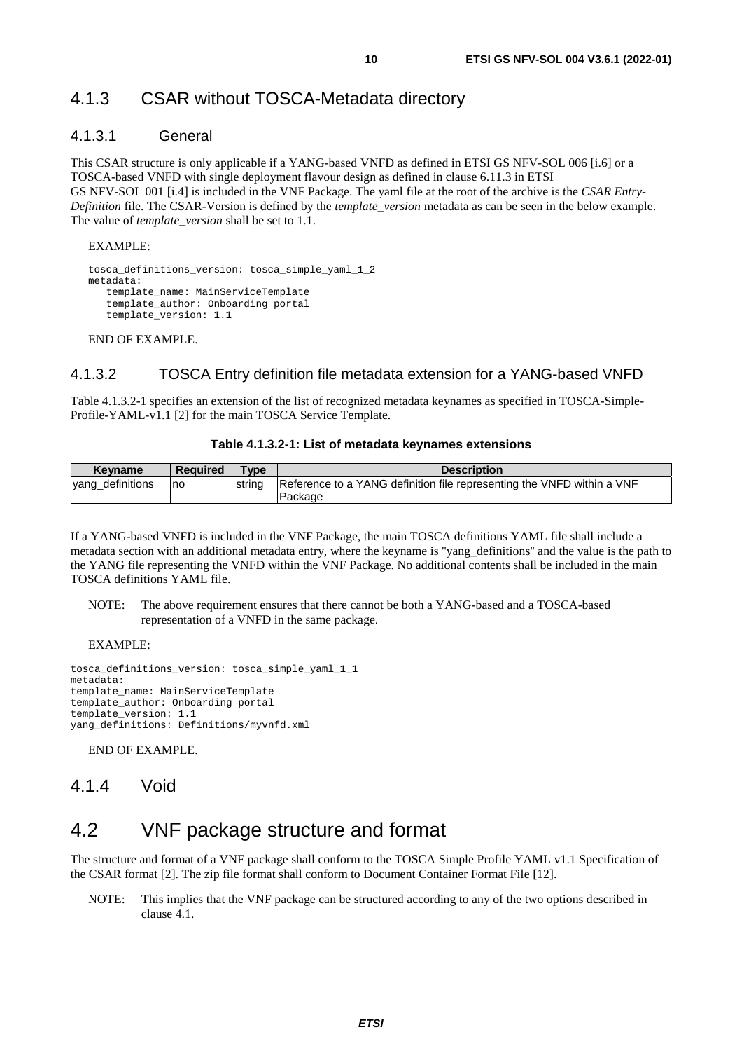### 4.1.3 CSAR without TOSCA-Metadata directory

#### 4.1.3.1 General

This CSAR structure is only applicable if a YANG-based VNFD as defined in ETSI GS NFV-SOL 006 [i.6] or a TOSCA-based VNFD with single deployment flavour design as defined in clause 6.11.3 in ETSI GS NFV-SOL 001 [i.4] is included in the VNF Package. The yaml file at the root of the archive is the *CSAR Entry-Definition* file. The CSAR-Version is defined by the *template_version* metadata as can be seen in the below example. The value of *template_version* shall be set to 1.1.

EXAMPLE:

```
tosca_definitions_version: tosca_simple_yaml_1_2
metadata:
   template_name: MainServiceTemplate
   template_author: Onboarding portal
   template_version: 1.1
```

END OF EXAMPLE.

#### 4.1.3.2 TOSCA Entry definition file metadata extension for a YANG-based VNFD

Table 4.1.3.2-1 specifies an extension of the list of recognized metadata keynames as specified in TOSCA-Simple-Profile-YAML-v1.1 [2] for the main TOSCA Service Template.

**Table 4.1.3.2-1: List of metadata keynames extensions**

| Keyname | Required | Type | Description |
|---|---|---|---|
| yang_definitions | no | string | Reference to a YANG definition file representing the VNFD within a VNF Package |

If a YANG-based VNFD is included in the VNF Package, the main TOSCA definitions YAML file shall include a metadata section with an additional metadata entry, where the keyname is "yang_definitions" and the value is the path to the YANG file representing the VNFD within the VNF Package. No additional contents shall be included in the main TOSCA definitions YAML file.

NOTE: The above requirement ensures that there cannot be both a YANG-based and a TOSCA-based representation of a VNFD in the same package.

EXAMPLE:

```
tosca_definitions_version: tosca_simple_yaml_1_1
metadata:
template_name: MainServiceTemplate
template_author: Onboarding portal
template_version: 1.1
yang_definitions: Definitions/myvnfd.xml
```

END OF EXAMPLE.

### 4.1.4 Void

## 4.2 VNF package structure and format

The structure and format of a VNF package shall conform to the TOSCA Simple Profile YAML v1.1 Specification of the CSAR format [2]. The zip file format shall conform to Document Container Format File [12].

NOTE: This implies that the VNF package can be structured according to any of the two options described in clause 4.1.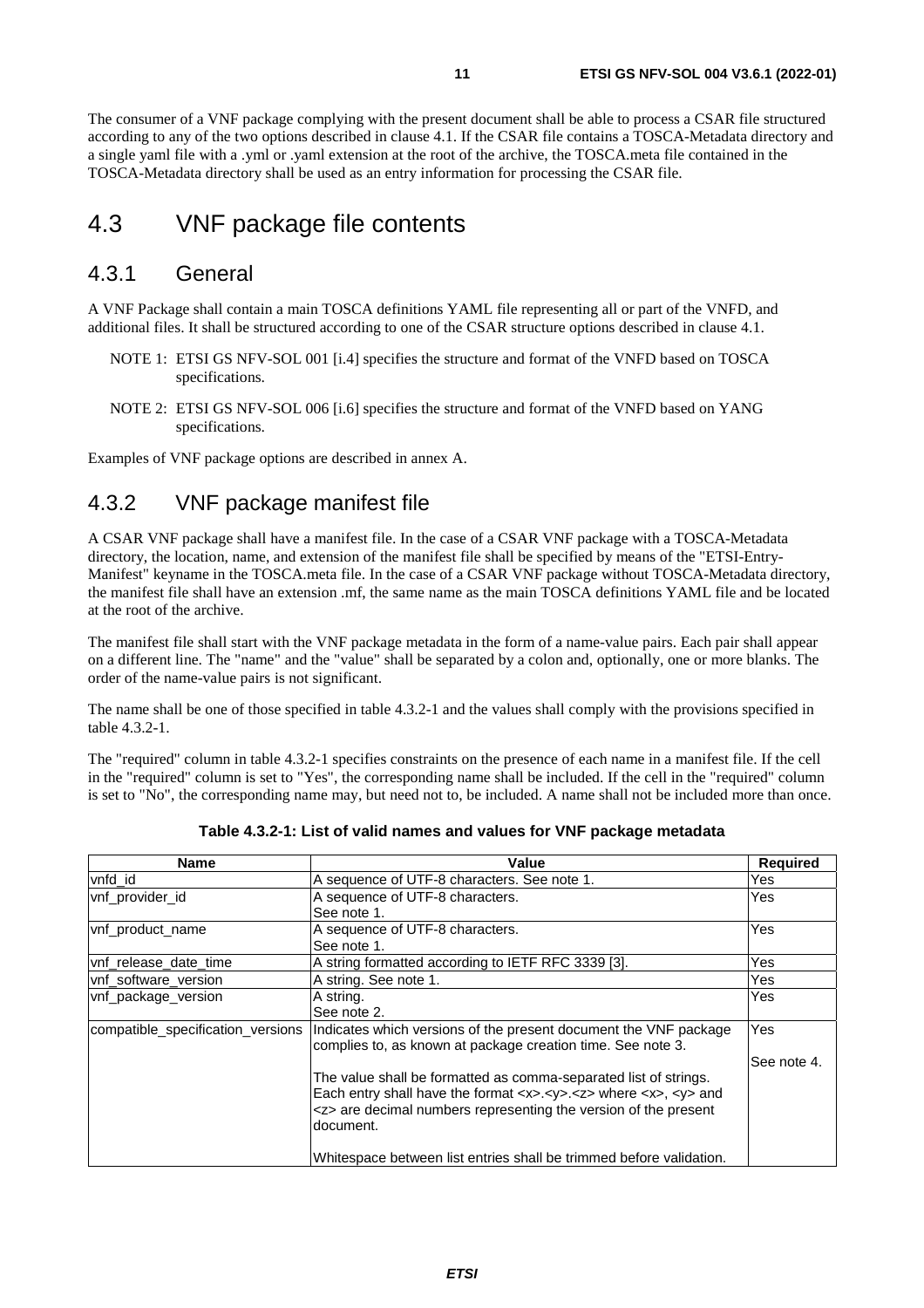The consumer of a VNF package complying with the present document shall be able to process a CSAR file structured according to any of the two options described in clause 4.1. If the CSAR file contains a TOSCA-Metadata directory and a single yaml file with a .yml or .yaml extension at the root of the archive, the TOSCA.meta file contained in the TOSCA-Metadata directory shall be used as an entry information for processing the CSAR file.

# 4.3 VNF package file contents

## 4.3.1 General

A VNF Package shall contain a main TOSCA definitions YAML file representing all or part of the VNFD, and additional files. It shall be structured according to one of the CSAR structure options described in clause 4.1.

NOTE 1: ETSI GS NFV-SOL 001 [i.4] specifies the structure and format of the VNFD based on TOSCA specifications.

NOTE 2: ETSI GS NFV-SOL 006 [i.6] specifies the structure and format of the VNFD based on YANG specifications.

Examples of VNF package options are described in annex A.

## 4.3.2 VNF package manifest file

A CSAR VNF package shall have a manifest file. In the case of a CSAR VNF package with a TOSCA-Metadata directory, the location, name, and extension of the manifest file shall be specified by means of the "ETSI-Entry-Manifest" keyname in the TOSCA.meta file. In the case of a CSAR VNF package without TOSCA-Metadata directory, the manifest file shall have an extension .mf, the same name as the main TOSCA definitions YAML file and be located at the root of the archive.

The manifest file shall start with the VNF package metadata in the form of a name-value pairs. Each pair shall appear on a different line. The "name" and the "value" shall be separated by a colon and, optionally, one or more blanks. The order of the name-value pairs is not significant.

The name shall be one of those specified in table 4.3.2-1 and the values shall comply with the provisions specified in table 4.3.2-1.

The "required" column in table 4.3.2-1 specifies constraints on the presence of each name in a manifest file. If the cell in the "required" column is set to "Yes", the corresponding name shall be included. If the cell in the "required" column is set to "No", the corresponding name may, but need not to, be included. A name shall not be included more than once.

**Table 4.3.2-1: List of valid names and values for VNF package metadata**

| Name | Value | Required |
|---|---|---|
| vnfd_id | A sequence of UTF-8 characters. See note 1. | Yes |
| vnf_provider_id | A sequence of UTF-8 characters.<br>See note 1. | Yes |
| vnf_product_name | A sequence of UTF-8 characters.<br>See note 1. | Yes |
| vnf_release_date_time | A string formatted according to IETF RFC 3339 [3]. | Yes |
| vnf_software_version | A string. See note 1. | Yes |
| vnf_package_version | A string.<br>See note 2. | Yes |
| compatible_specification_versions | Indicates which versions of the present document the VNF package complies to, as known at package creation time. See note 3.<br><br>The value shall be formatted as comma-separated list of strings. Each entry shall have the format <x>.<y>.<z> where <x>, <y> and <z> are decimal numbers representing the version of the present document.<br><br>Whitespace between list entries shall be trimmed before validation. | Yes<br><br>See note 4. |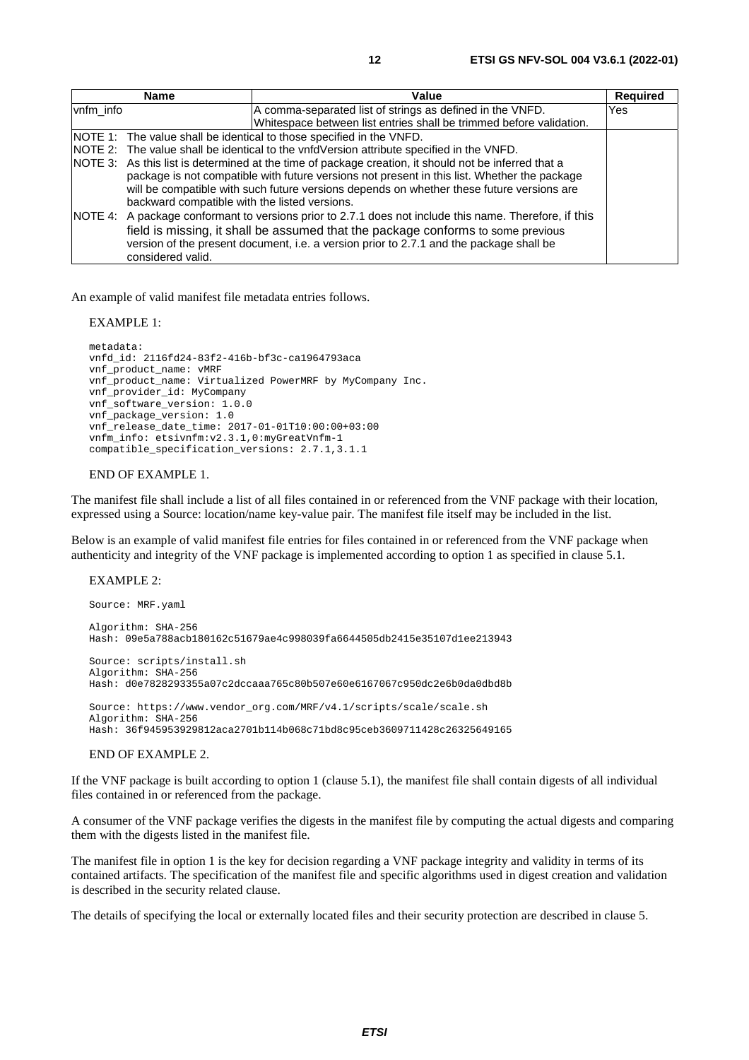| Name | Value | Required |
| --- | --- | --- |
| vnfm_info | A comma-separated list of strings as defined in the VNFD. Whitespace between list entries shall be trimmed before validation. | Yes |
| NOTE 1: The value shall be identical to those specified in the VNFD.<br>NOTE 2: The value shall be identical to the vnfdVersion attribute specified in the VNFD.<br>NOTE 3: As this list is determined at the time of package creation, it should not be inferred that a package is not compatible with future versions not present in this list. Whether the package will be compatible with such future versions depends on whether these future versions are backward compatible with the listed versions.<br>NOTE 4: A package conformant to versions prior to 2.7.1 does not include this name. Therefore, if this field is missing, it shall be assumed that the package conforms to some previous version of the present document, i.e. a version prior to 2.7.1 and the package shall be considered valid. | | |

An example of valid manifest file metadata entries follows.

EXAMPLE 1:

```
metadata:
vnfd_id: 2116fd24-83f2-416b-bf3c-ca1964793aca
vnf_product_name: vMRF
vnf_product_name: Virtualized PowerMRF by MyCompany Inc.
vnf_provider_id: MyCompany
vnf_software_version: 1.0.0
vnf_package_version: 1.0
vnf_release_date_time: 2017-01-01T10:00:00+03:00
vnfm_info: etsivnfm:v2.3.1,0:myGreatVnfm-1
compatible_specification_versions: 2.7.1,3.1.1
```

END OF EXAMPLE 1.

The manifest file shall include a list of all files contained in or referenced from the VNF package with their location, expressed using a Source: location/name key-value pair. The manifest file itself may be included in the list.

Below is an example of valid manifest file entries for files contained in or referenced from the VNF package when authenticity and integrity of the VNF package is implemented according to option 1 as specified in clause 5.1.

EXAMPLE 2:

```
Source: MRF.yaml

Algorithm: SHA-256
Hash: 09e5a788acb180162c51679ae4c998039fa6644505db2415e35107d1ee213943

Source: scripts/install.sh
Algorithm: SHA-256
Hash: d0e7828293355a07c2dccaaa765c80b507e60e6167067c950dc2e6b0da0dbd8b

Source: https://www.vendor_org.com/MRF/v4.1/scripts/scale/scale.sh
Algorithm: SHA-256
Hash: 36f945953929812aca2701b114b068c71bd8c95ceb3609711428c26325649165
```

END OF EXAMPLE 2.

If the VNF package is built according to option 1 (clause 5.1), the manifest file shall contain digests of all individual files contained in or referenced from the package.

A consumer of the VNF package verifies the digests in the manifest file by computing the actual digests and comparing them with the digests listed in the manifest file.

The manifest file in option 1 is the key for decision regarding a VNF package integrity and validity in terms of its contained artifacts. The specification of the manifest file and specific algorithms used in digest creation and validation is described in the security related clause.

The details of specifying the local or externally located files and their security protection are described in clause 5.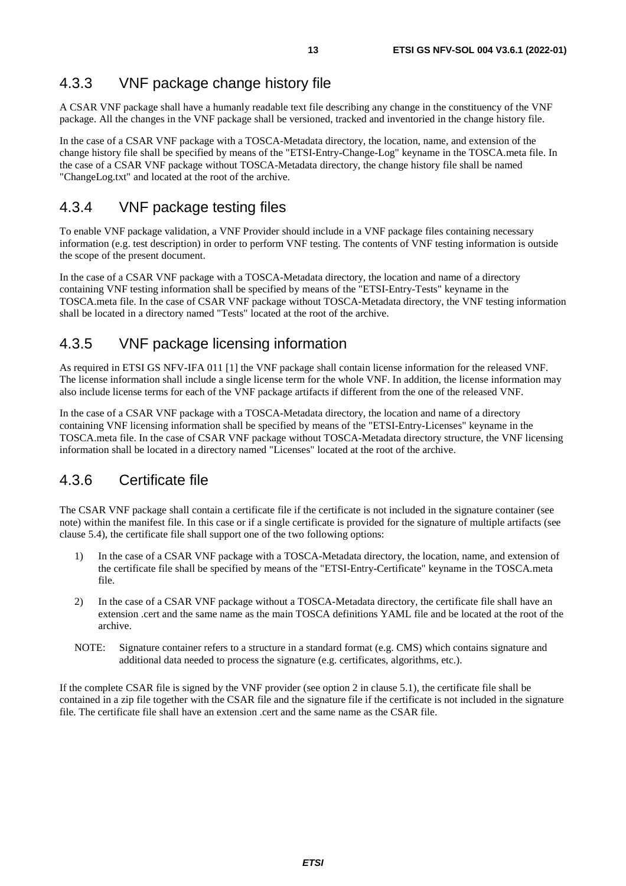### 4.3.3 VNF package change history file

A CSAR VNF package shall have a humanly readable text file describing any change in the constituency of the VNF package. All the changes in the VNF package shall be versioned, tracked and inventoried in the change history file.

In the case of a CSAR VNF package with a TOSCA-Metadata directory, the location, name, and extension of the change history file shall be specified by means of the "ETSI-Entry-Change-Log" keyname in the TOSCA.meta file. In the case of a CSAR VNF package without TOSCA-Metadata directory, the change history file shall be named "ChangeLog.txt" and located at the root of the archive.

### 4.3.4 VNF package testing files

To enable VNF package validation, a VNF Provider should include in a VNF package files containing necessary information (e.g. test description) in order to perform VNF testing. The contents of VNF testing information is outside the scope of the present document.

In the case of a CSAR VNF package with a TOSCA-Metadata directory, the location and name of a directory containing VNF testing information shall be specified by means of the "ETSI-Entry-Tests" keyname in the TOSCA.meta file. In the case of CSAR VNF package without TOSCA-Metadata directory, the VNF testing information shall be located in a directory named "Tests" located at the root of the archive.

### 4.3.5 VNF package licensing information

As required in ETSI GS NFV-IFA 011 [1] the VNF package shall contain license information for the released VNF. The license information shall include a single license term for the whole VNF. In addition, the license information may also include license terms for each of the VNF package artifacts if different from the one of the released VNF.

In the case of a CSAR VNF package with a TOSCA-Metadata directory, the location and name of a directory containing VNF licensing information shall be specified by means of the "ETSI-Entry-Licenses" keyname in the TOSCA.meta file. In the case of CSAR VNF package without TOSCA-Metadata directory structure, the VNF licensing information shall be located in a directory named "Licenses" located at the root of the archive.

### 4.3.6 Certificate file

The CSAR VNF package shall contain a certificate file if the certificate is not included in the signature container (see note) within the manifest file. In this case or if a single certificate is provided for the signature of multiple artifacts (see clause 5.4), the certificate file shall support one of the two following options:

1) In the case of a CSAR VNF package with a TOSCA-Metadata directory, the location, name, and extension of the certificate file shall be specified by means of the "ETSI-Entry-Certificate" keyname in the TOSCA.meta file.

2) In the case of a CSAR VNF package without a TOSCA-Metadata directory, the certificate file shall have an extension .cert and the same name as the main TOSCA definitions YAML file and be located at the root of the archive.

NOTE: Signature container refers to a structure in a standard format (e.g. CMS) which contains signature and additional data needed to process the signature (e.g. certificates, algorithms, etc.).

If the complete CSAR file is signed by the VNF provider (see option 2 in clause 5.1), the certificate file shall be contained in a zip file together with the CSAR file and the signature file if the certificate is not included in the signature file. The certificate file shall have an extension .cert and the same name as the CSAR file.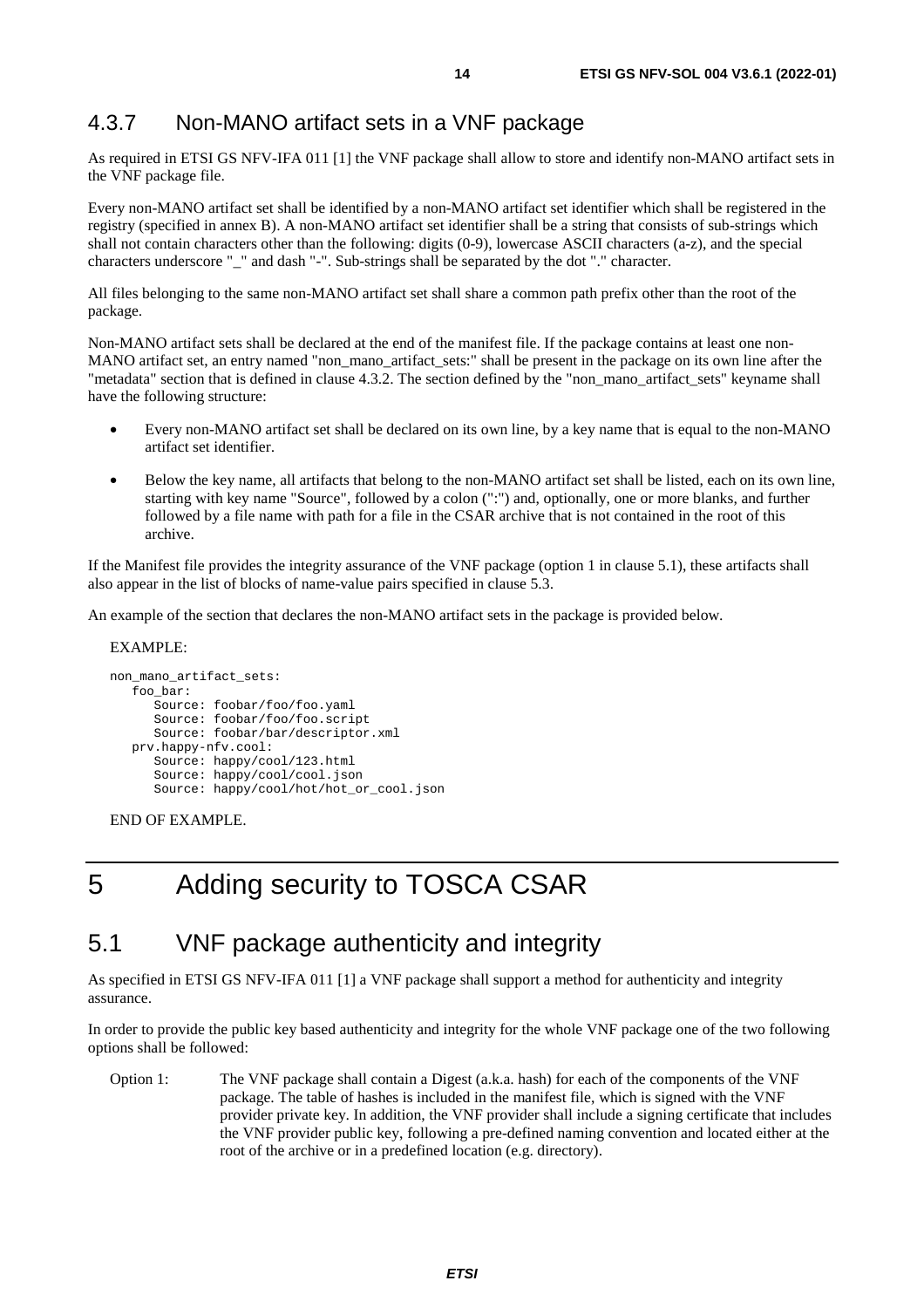### 4.3.7 Non-MANO artifact sets in a VNF package

As required in ETSI GS NFV-IFA 011 [1] the VNF package shall allow to store and identify non-MANO artifact sets in the VNF package file.

Every non-MANO artifact set shall be identified by a non-MANO artifact set identifier which shall be registered in the registry (specified in annex B). A non-MANO artifact set identifier shall be a string that consists of sub-strings which shall not contain characters other than the following: digits (0-9), lowercase ASCII characters (a-z), and the special characters underscore "_" and dash "-". Sub-strings shall be separated by the dot "." character.

All files belonging to the same non-MANO artifact set shall share a common path prefix other than the root of the package.

Non-MANO artifact sets shall be declared at the end of the manifest file. If the package contains at least one non-MANO artifact set, an entry named "non_mano_artifact_sets:" shall be present in the package on its own line after the "metadata" section that is defined in clause 4.3.2. The section defined by the "non_mano_artifact_sets" keyname shall have the following structure:

- Every non-MANO artifact set shall be declared on its own line, by a key name that is equal to the non-MANO artifact set identifier.
- Below the key name, all artifacts that belong to the non-MANO artifact set shall be listed, each on its own line, starting with key name "Source", followed by a colon (":") and, optionally, one or more blanks, and further followed by a file name with path for a file in the CSAR archive that is not contained in the root of this archive.

If the Manifest file provides the integrity assurance of the VNF package (option 1 in clause 5.1), these artifacts shall also appear in the list of blocks of name-value pairs specified in clause 5.3.

An example of the section that declares the non-MANO artifact sets in the package is provided below.

EXAMPLE:

```
non_mano_artifact_sets:
   foo_bar:
      Source: foobar/foo/foo.yaml
      Source: foobar/foo/foo.script
      Source: foobar/bar/descriptor.xml
   prv.happy-nfv.cool:
      Source: happy/cool/123.html
      Source: happy/cool/cool.json
      Source: happy/cool/hot/hot_or_cool.json
```

END OF EXAMPLE.

# 5 Adding security to TOSCA CSAR

## 5.1 VNF package authenticity and integrity

As specified in ETSI GS NFV-IFA 011 [1] a VNF package shall support a method for authenticity and integrity assurance.

In order to provide the public key based authenticity and integrity for the whole VNF package one of the two following options shall be followed:

Option 1: The VNF package shall contain a Digest (a.k.a. hash) for each of the components of the VNF package. The table of hashes is included in the manifest file, which is signed with the VNF provider private key. In addition, the VNF provider shall include a signing certificate that includes the VNF provider public key, following a pre-defined naming convention and located either at the root of the archive or in a predefined location (e.g. directory).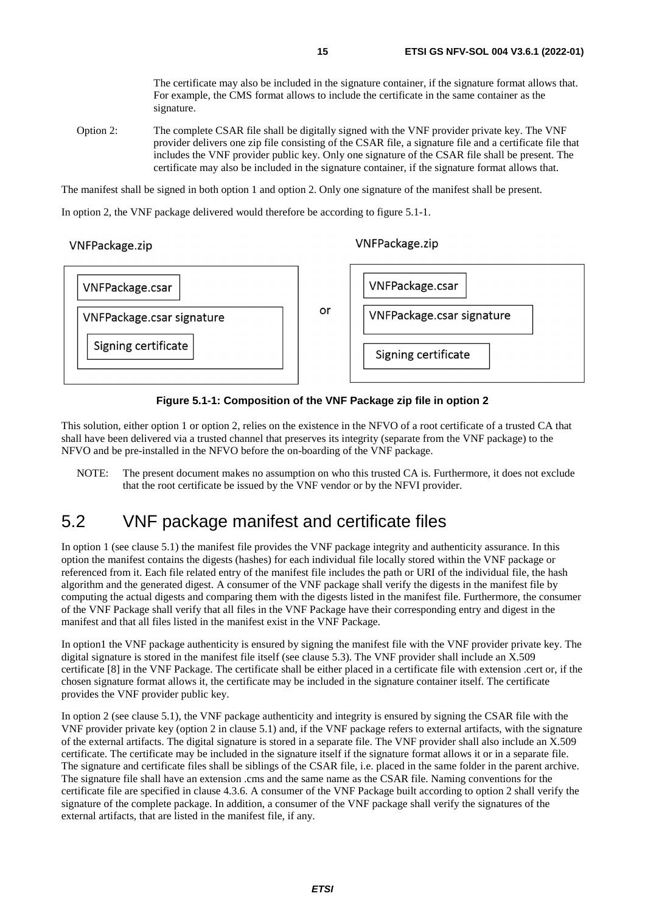The certificate may also be included in the signature container, if the signature format allows that. For example, the CMS format allows to include the certificate in the same container as the signature.

Option 2: The complete CSAR file shall be digitally signed with the VNF provider private key. The VNF provider delivers one zip file consisting of the CSAR file, a signature file and a certificate file that includes the VNF provider public key. Only one signature of the CSAR file shall be present. The certificate may also be included in the signature container, if the signature format allows that.

The manifest shall be signed in both option 1 and option 2. Only one signature of the manifest shall be present.

In option 2, the VNF package delivered would therefore be according to figure 5.1-1.

VNFPackage.zip: VNFPackage.csar; VNFPackage.csar signature (containing Signing certificate) — or — VNFPackage.zip: VNFPackage.csar; VNFPackage.csar signature; Signing certificate

**Figure 5.1-1: Composition of the VNF Package zip file in option 2**

This solution, either option 1 or option 2, relies on the existence in the NFVO of a root certificate of a trusted CA that shall have been delivered via a trusted channel that preserves its integrity (separate from the VNF package) to the NFVO and be pre-installed in the NFVO before the on-boarding of the VNF package.

NOTE: The present document makes no assumption on who this trusted CA is. Furthermore, it does not exclude that the root certificate be issued by the VNF vendor or by the NFVI provider.

## 5.2 VNF package manifest and certificate files

In option 1 (see clause 5.1) the manifest file provides the VNF package integrity and authenticity assurance. In this option the manifest contains the digests (hashes) for each individual file locally stored within the VNF package or referenced from it. Each file related entry of the manifest file includes the path or URI of the individual file, the hash algorithm and the generated digest. A consumer of the VNF package shall verify the digests in the manifest file by computing the actual digests and comparing them with the digests listed in the manifest file. Furthermore, the consumer of the VNF Package shall verify that all files in the VNF Package have their corresponding entry and digest in the manifest and that all files listed in the manifest exist in the VNF Package.

In option1 the VNF package authenticity is ensured by signing the manifest file with the VNF provider private key. The digital signature is stored in the manifest file itself (see clause 5.3). The VNF provider shall include an X.509 certificate [8] in the VNF Package. The certificate shall be either placed in a certificate file with extension .cert or, if the chosen signature format allows it, the certificate may be included in the signature container itself. The certificate provides the VNF provider public key.

In option 2 (see clause 5.1), the VNF package authenticity and integrity is ensured by signing the CSAR file with the VNF provider private key (option 2 in clause 5.1) and, if the VNF package refers to external artifacts, with the signature of the external artifacts. The digital signature is stored in a separate file. The VNF provider shall also include an X.509 certificate. The certificate may be included in the signature itself if the signature format allows it or in a separate file. The signature and certificate files shall be siblings of the CSAR file, i.e. placed in the same folder in the parent archive. The signature file shall have an extension .cms and the same name as the CSAR file. Naming conventions for the certificate file are specified in clause 4.3.6. A consumer of the VNF Package built according to option 2 shall verify the signature of the complete package. In addition, a consumer of the VNF package shall verify the signatures of the external artifacts, that are listed in the manifest file, if any.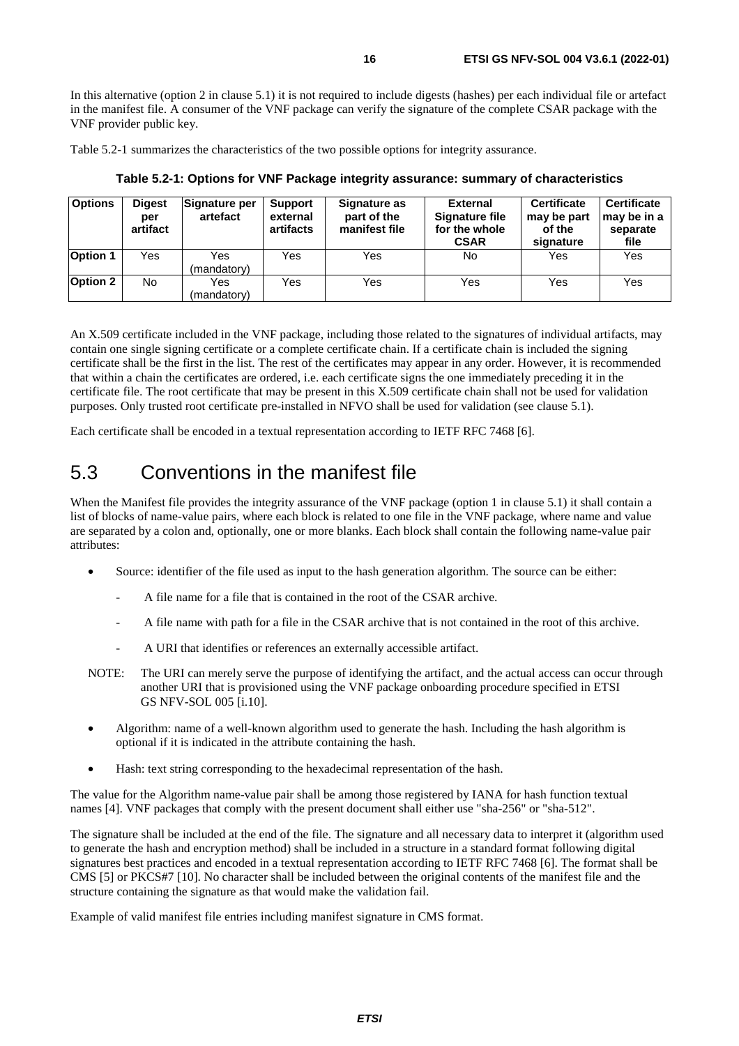In this alternative (option 2 in clause 5.1) it is not required to include digests (hashes) per each individual file or artefact in the manifest file. A consumer of the VNF package can verify the signature of the complete CSAR package with the VNF provider public key.

Table 5.2-1 summarizes the characteristics of the two possible options for integrity assurance.

**Table 5.2-1: Options for VNF Package integrity assurance: summary of characteristics**

| Options | Digest per artifact | Signature per artefact | Support external artifacts | Signature as part of the manifest file | External Signature file for the whole CSAR | Certificate may be part of the signature | Certificate may be in a separate file |
|---|---|---|---|---|---|---|---|
| **Option 1** | Yes | Yes (mandatory) | Yes | Yes | No | Yes | Yes |
| **Option 2** | No | Yes (mandatory) | Yes | Yes | Yes | Yes | Yes |

An X.509 certificate included in the VNF package, including those related to the signatures of individual artifacts, may contain one single signing certificate or a complete certificate chain. If a certificate chain is included the signing certificate shall be the first in the list. The rest of the certificates may appear in any order. However, it is recommended that within a chain the certificates are ordered, i.e. each certificate signs the one immediately preceding it in the certificate file. The root certificate that may be present in this X.509 certificate chain shall not be used for validation purposes. Only trusted root certificate pre-installed in NFVO shall be used for validation (see clause 5.1).

Each certificate shall be encoded in a textual representation according to IETF RFC 7468 [6].

## 5.3 Conventions in the manifest file

When the Manifest file provides the integrity assurance of the VNF package (option 1 in clause 5.1) it shall contain a list of blocks of name-value pairs, where each block is related to one file in the VNF package, where name and value are separated by a colon and, optionally, one or more blanks. Each block shall contain the following name-value pair attributes:

- Source: identifier of the file used as input to the hash generation algorithm. The source can be either:
  - A file name for a file that is contained in the root of the CSAR archive.
  - A file name with path for a file in the CSAR archive that is not contained in the root of this archive.
  - A URI that identifies or references an externally accessible artifact.

NOTE: The URI can merely serve the purpose of identifying the artifact, and the actual access can occur through another URI that is provisioned using the VNF package onboarding procedure specified in ETSI GS NFV-SOL 005 [i.10].

- Algorithm: name of a well-known algorithm used to generate the hash. Including the hash algorithm is optional if it is indicated in the attribute containing the hash.
- Hash: text string corresponding to the hexadecimal representation of the hash.

The value for the Algorithm name-value pair shall be among those registered by IANA for hash function textual names [4]. VNF packages that comply with the present document shall either use "sha-256" or "sha-512".

The signature shall be included at the end of the file. The signature and all necessary data to interpret it (algorithm used to generate the hash and encryption method) shall be included in a structure in a standard format following digital signatures best practices and encoded in a textual representation according to IETF RFC 7468 [6]. The format shall be CMS [5] or PKCS#7 [10]. No character shall be included between the original contents of the manifest file and the structure containing the signature as that would make the validation fail.

Example of valid manifest file entries including manifest signature in CMS format.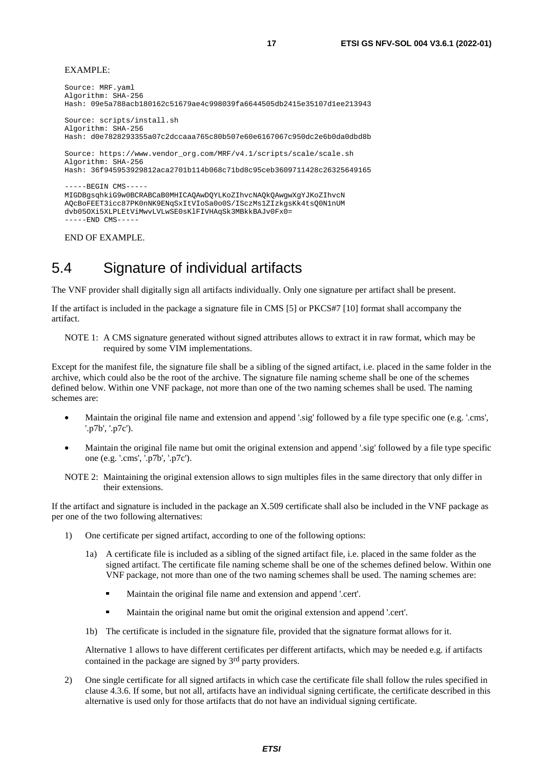EXAMPLE:

```
Source: MRF.yaml
Algorithm: SHA-256
Hash: 09e5a788acb180162c51679ae4c998039fa6644505db2415e35107d1ee213943

Source: scripts/install.sh
Algorithm: SHA-256
Hash: d0e7828293355a07c2dccaaa765c80b507e60e6167067c950dc2e6b0da0dbd8b

Source: https://www.vendor_org.com/MRF/v4.1/scripts/scale/scale.sh
Algorithm: SHA-256
Hash: 36f945953929812aca2701b114b068c71bd8c95ceb3609711428c26325649165

-----BEGIN CMS-----
MIGDBgsqhkiG9w0BCRABCaB0MHICAQAwDQYLKoZIhvcNAQkQAwgwXgYJKoZIhvcN
AQcBoFEET3icc87PK0nNK9ENqSxItVIoSa0o0S/ISczMs1ZIzkgsKk4tsQ0N1nUM
dvb05OXi5XLPLEtViMwvLVLwSE0sKlFIVHAqSk3MBkkBAJv0Fx0=
-----END CMS-----
```

END OF EXAMPLE.

## 5.4 Signature of individual artifacts

The VNF provider shall digitally sign all artifacts individually. Only one signature per artifact shall be present.

If the artifact is included in the package a signature file in CMS [5] or PKCS#7 [10] format shall accompany the artifact.

NOTE 1: A CMS signature generated without signed attributes allows to extract it in raw format, which may be required by some VIM implementations.

Except for the manifest file, the signature file shall be a sibling of the signed artifact, i.e. placed in the same folder in the archive, which could also be the root of the archive. The signature file naming scheme shall be one of the schemes defined below. Within one VNF package, not more than one of the two naming schemes shall be used. The naming schemes are:

- Maintain the original file name and extension and append '.sig' followed by a file type specific one (e.g. '.cms', '.p7b', '.p7c').
- Maintain the original file name but omit the original extension and append '.sig' followed by a file type specific one (e.g. '.cms', '.p7b', '.p7c').

NOTE 2: Maintaining the original extension allows to sign multiples files in the same directory that only differ in their extensions.

If the artifact and signature is included in the package an X.509 certificate shall also be included in the VNF package as per one of the two following alternatives:

1) One certificate per signed artifact, according to one of the following options:

   1a) A certificate file is included as a sibling of the signed artifact file, i.e. placed in the same folder as the signed artifact. The certificate file naming scheme shall be one of the schemes defined below. Within one VNF package, not more than one of the two naming schemes shall be used. The naming schemes are:

      - Maintain the original file name and extension and append '.cert'.
      - Maintain the original name but omit the original extension and append '.cert'.

   1b) The certificate is included in the signature file, provided that the signature format allows for it.

   Alternative 1 allows to have different certificates per different artifacts, which may be needed e.g. if artifacts contained in the package are signed by 3rd party providers.

2) One single certificate for all signed artifacts in which case the certificate file shall follow the rules specified in clause 4.3.6. If some, but not all, artifacts have an individual signing certificate, the certificate described in this alternative is used only for those artifacts that do not have an individual signing certificate.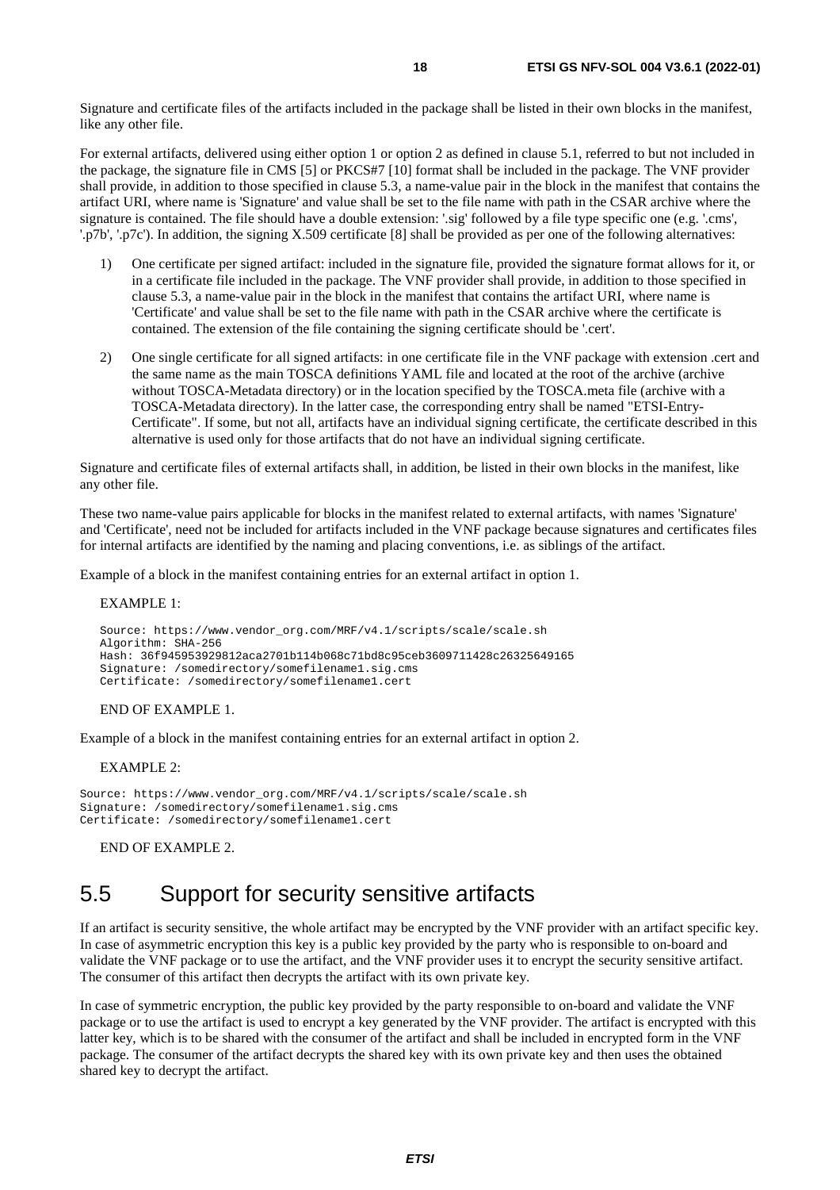Signature and certificate files of the artifacts included in the package shall be listed in their own blocks in the manifest, like any other file.

For external artifacts, delivered using either option 1 or option 2 as defined in clause 5.1, referred to but not included in the package, the signature file in CMS [5] or PKCS#7 [10] format shall be included in the package. The VNF provider shall provide, in addition to those specified in clause 5.3, a name-value pair in the block in the manifest that contains the artifact URI, where name is 'Signature' and value shall be set to the file name with path in the CSAR archive where the signature is contained. The file should have a double extension: '.sig' followed by a file type specific one (e.g. '.cms', '.p7b', '.p7c'). In addition, the signing X.509 certificate [8] shall be provided as per one of the following alternatives:

1) One certificate per signed artifact: included in the signature file, provided the signature format allows for it, or in a certificate file included in the package. The VNF provider shall provide, in addition to those specified in clause 5.3, a name-value pair in the block in the manifest that contains the artifact URI, where name is 'Certificate' and value shall be set to the file name with path in the CSAR archive where the certificate is contained. The extension of the file containing the signing certificate should be '.cert'.

2) One single certificate for all signed artifacts: in one certificate file in the VNF package with extension .cert and the same name as the main TOSCA definitions YAML file and located at the root of the archive (archive without TOSCA-Metadata directory) or in the location specified by the TOSCA.meta file (archive with a TOSCA-Metadata directory). In the latter case, the corresponding entry shall be named "ETSI-Entry-Certificate". If some, but not all, artifacts have an individual signing certificate, the certificate described in this alternative is used only for those artifacts that do not have an individual signing certificate.

Signature and certificate files of external artifacts shall, in addition, be listed in their own blocks in the manifest, like any other file.

These two name-value pairs applicable for blocks in the manifest related to external artifacts, with names 'Signature' and 'Certificate', need not be included for artifacts included in the VNF package because signatures and certificates files for internal artifacts are identified by the naming and placing conventions, i.e. as siblings of the artifact.

Example of a block in the manifest containing entries for an external artifact in option 1.

EXAMPLE 1:

```
Source: https://www.vendor_org.com/MRF/v4.1/scripts/scale/scale.sh
Algorithm: SHA-256
Hash: 36f945953929812aca2701b114b068c71bd8c95ceb3609711428c26325649165
Signature: /somedirectory/somefilename1.sig.cms
Certificate: /somedirectory/somefilename1.cert
```

END OF EXAMPLE 1.

Example of a block in the manifest containing entries for an external artifact in option 2.

EXAMPLE 2:

```
Source: https://www.vendor_org.com/MRF/v4.1/scripts/scale/scale.sh
Signature: /somedirectory/somefilename1.sig.cms
Certificate: /somedirectory/somefilename1.cert
```

END OF EXAMPLE 2.

## 5.5 Support for security sensitive artifacts

If an artifact is security sensitive, the whole artifact may be encrypted by the VNF provider with an artifact specific key. In case of asymmetric encryption this key is a public key provided by the party who is responsible to on-board and validate the VNF package or to use the artifact, and the VNF provider uses it to encrypt the security sensitive artifact. The consumer of this artifact then decrypts the artifact with its own private key.

In case of symmetric encryption, the public key provided by the party responsible to on-board and validate the VNF package or to use the artifact is used to encrypt a key generated by the VNF provider. The artifact is encrypted with this latter key, which is to be shared with the consumer of the artifact and shall be included in encrypted form in the VNF package. The consumer of the artifact decrypts the shared key with its own private key and then uses the obtained shared key to decrypt the artifact.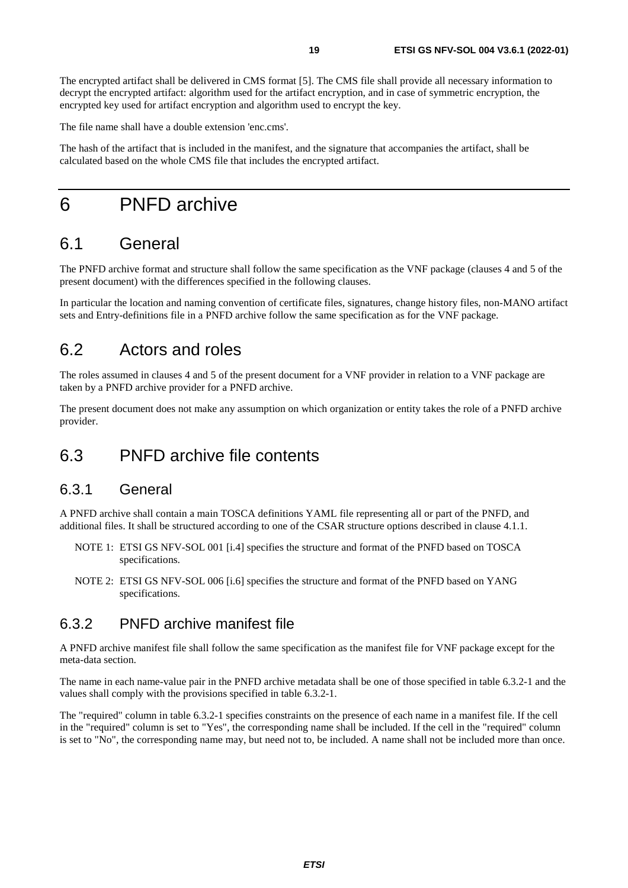The encrypted artifact shall be delivered in CMS format [5]. The CMS file shall provide all necessary information to decrypt the encrypted artifact: algorithm used for the artifact encryption, and in case of symmetric encryption, the encrypted key used for artifact encryption and algorithm used to encrypt the key.

The file name shall have a double extension 'enc.cms'.

The hash of the artifact that is included in the manifest, and the signature that accompanies the artifact, shall be calculated based on the whole CMS file that includes the encrypted artifact.

# 6 PNFD archive

## 6.1 General

The PNFD archive format and structure shall follow the same specification as the VNF package (clauses 4 and 5 of the present document) with the differences specified in the following clauses.

In particular the location and naming convention of certificate files, signatures, change history files, non-MANO artifact sets and Entry-definitions file in a PNFD archive follow the same specification as for the VNF package.

## 6.2 Actors and roles

The roles assumed in clauses 4 and 5 of the present document for a VNF provider in relation to a VNF package are taken by a PNFD archive provider for a PNFD archive.

The present document does not make any assumption on which organization or entity takes the role of a PNFD archive provider.

## 6.3 PNFD archive file contents

### 6.3.1 General

A PNFD archive shall contain a main TOSCA definitions YAML file representing all or part of the PNFD, and additional files. It shall be structured according to one of the CSAR structure options described in clause 4.1.1.

NOTE 1: ETSI GS NFV-SOL 001 [i.4] specifies the structure and format of the PNFD based on TOSCA specifications.

NOTE 2: ETSI GS NFV-SOL 006 [i.6] specifies the structure and format of the PNFD based on YANG specifications.

### 6.3.2 PNFD archive manifest file

A PNFD archive manifest file shall follow the same specification as the manifest file for VNF package except for the meta-data section.

The name in each name-value pair in the PNFD archive metadata shall be one of those specified in table 6.3.2-1 and the values shall comply with the provisions specified in table 6.3.2-1.

The "required" column in table 6.3.2-1 specifies constraints on the presence of each name in a manifest file. If the cell in the "required" column is set to "Yes", the corresponding name shall be included. If the cell in the "required" column is set to "No", the corresponding name may, but need not to, be included. A name shall not be included more than once.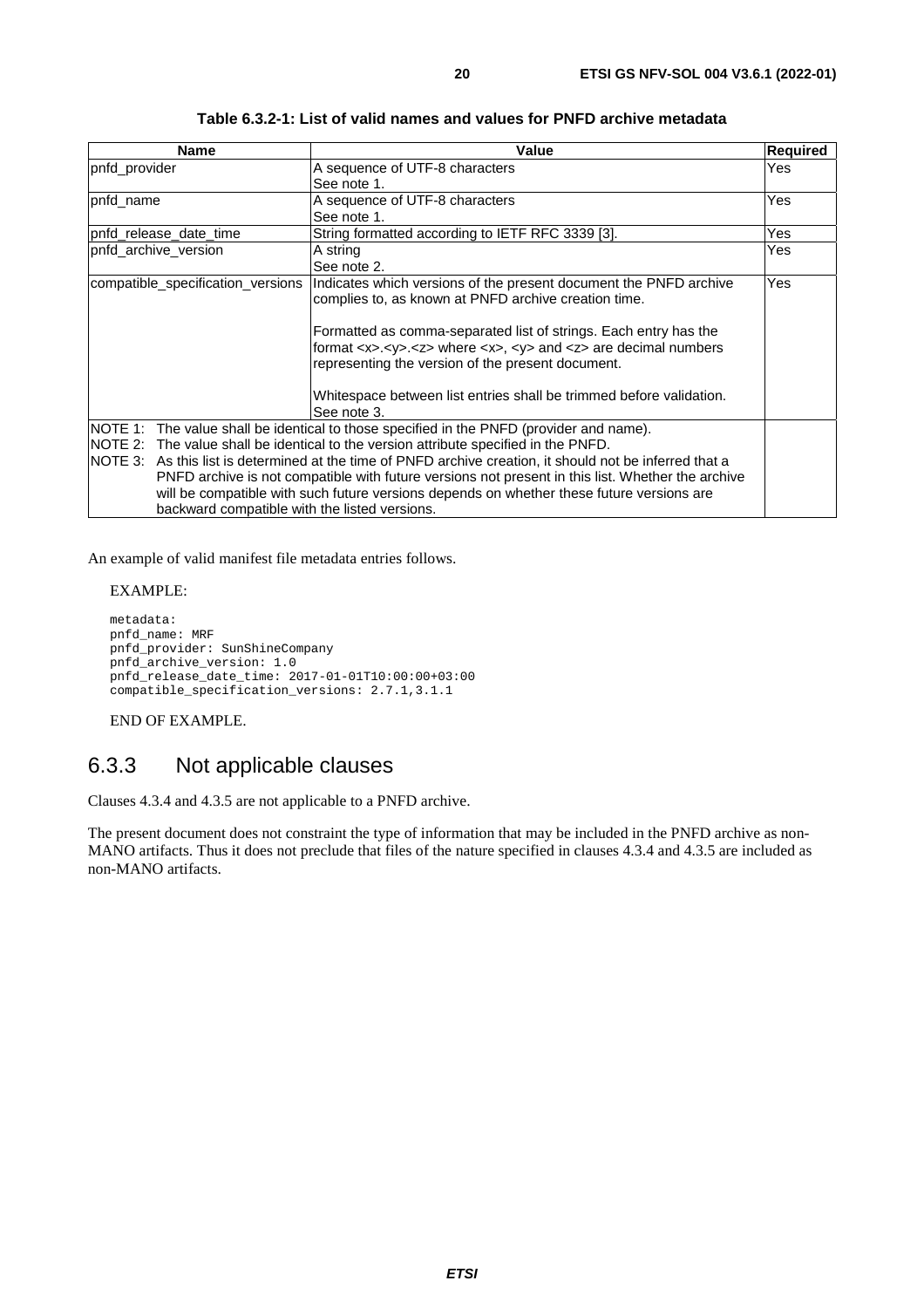**Table 6.3.2-1: List of valid names and values for PNFD archive metadata**

| Name | Value | Required |
|---|---|---|
| pnfd_provider | A sequence of UTF-8 characters<br>See note 1. | Yes |
| pnfd_name | A sequence of UTF-8 characters<br>See note 1. | Yes |
| pnfd_release_date_time | String formatted according to IETF RFC 3339 [3]. | Yes |
| pnfd_archive_version | A string<br>See note 2. | Yes |
| compatible_specification_versions | Indicates which versions of the present document the PNFD archive complies to, as known at PNFD archive creation time.<br><br>Formatted as comma-separated list of strings. Each entry has the format <x>.<y>.<z> where <x>, <y> and <z> are decimal numbers representing the version of the present document.<br><br>Whitespace between list entries shall be trimmed before validation.<br>See note 3. | Yes |
| NOTE 1: The value shall be identical to those specified in the PNFD (provider and name).<br>NOTE 2: The value shall be identical to the version attribute specified in the PNFD.<br>NOTE 3: As this list is determined at the time of PNFD archive creation, it should not be inferred that a PNFD archive is not compatible with future versions not present in this list. Whether the archive will be compatible with such future versions depends on whether these future versions are backward compatible with the listed versions. | | |

An example of valid manifest file metadata entries follows.

EXAMPLE:

```
metadata:
pnfd_name: MRF
pnfd_provider: SunShineCompany
pnfd_archive_version: 1.0
pnfd_release_date_time: 2017-01-01T10:00:00+03:00
compatible_specification_versions: 2.7.1,3.1.1
```

END OF EXAMPLE.

## 6.3.3 Not applicable clauses

Clauses 4.3.4 and 4.3.5 are not applicable to a PNFD archive.

The present document does not constraint the type of information that may be included in the PNFD archive as non-MANO artifacts. Thus it does not preclude that files of the nature specified in clauses 4.3.4 and 4.3.5 are included as non-MANO artifacts.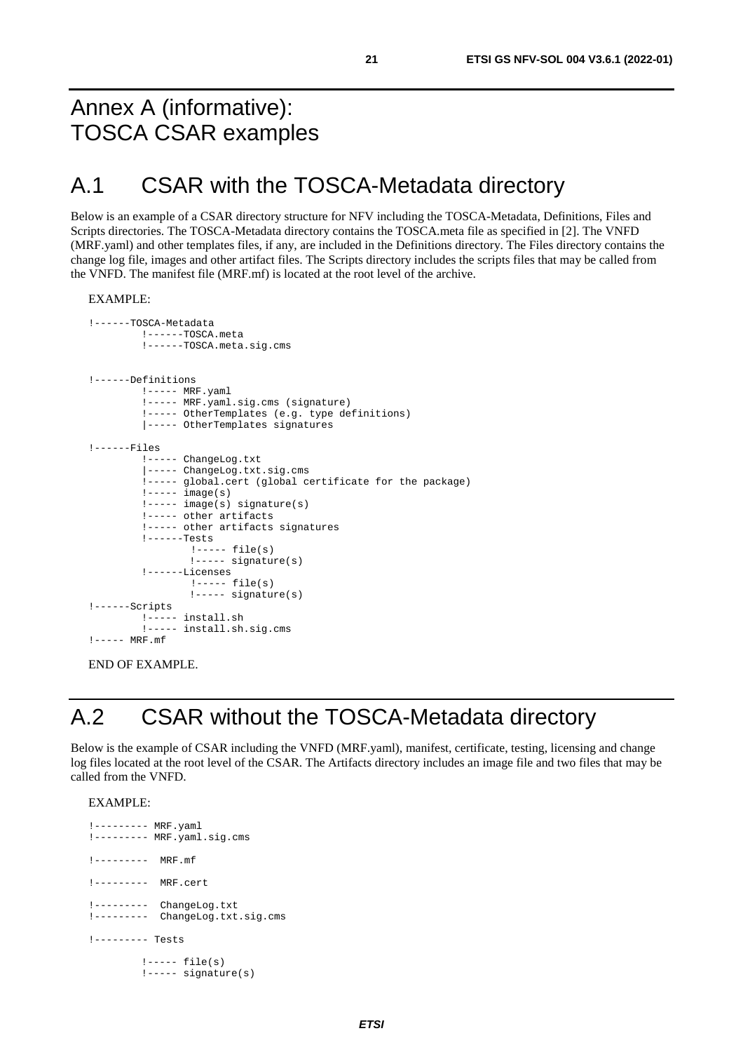# Annex A (informative): TOSCA CSAR examples

## A.1 CSAR with the TOSCA-Metadata directory

Below is an example of a CSAR directory structure for NFV including the TOSCA-Metadata, Definitions, Files and Scripts directories. The TOSCA-Metadata directory contains the TOSCA.meta file as specified in [2]. The VNFD (MRF.yaml) and other templates files, if any, are included in the Definitions directory. The Files directory contains the change log file, images and other artifact files. The Scripts directory includes the scripts files that may be called from the VNFD. The manifest file (MRF.mf) is located at the root level of the archive.

EXAMPLE:

```
!------TOSCA-Metadata
         !------TOSCA.meta
         !------TOSCA.meta.sig.cms


!------Definitions
         !----- MRF.yaml
         !----- MRF.yaml.sig.cms (signature)
         !----- OtherTemplates (e.g. type definitions)
         |----- OtherTemplates signatures

!------Files
         !----- ChangeLog.txt
         |----- ChangeLog.txt.sig.cms
         !----- global.cert (global certificate for the package)
         !----- image(s)
         !----- image(s) signature(s)
         !----- other artifacts
         !----- other artifacts signatures
         !------Tests
                  !----- file(s)
                  !----- signature(s)
         !------Licenses
                  !----- file(s)
                  !----- signature(s)
!------Scripts
         !----- install.sh
         !----- install.sh.sig.cms
!----- MRF.mf
```

END OF EXAMPLE.

## A.2 CSAR without the TOSCA-Metadata directory

Below is the example of CSAR including the VNFD (MRF.yaml), manifest, certificate, testing, licensing and change log files located at the root level of the CSAR. The Artifacts directory includes an image file and two files that may be called from the VNFD.

EXAMPLE:

```
!--------- MRF.yaml
!--------- MRF.yaml.sig.cms

!---------  MRF.mf

!---------  MRF.cert

!---------  ChangeLog.txt
!---------  ChangeLog.txt.sig.cms

!--------- Tests

         !----- file(s)
         !----- signature(s)
```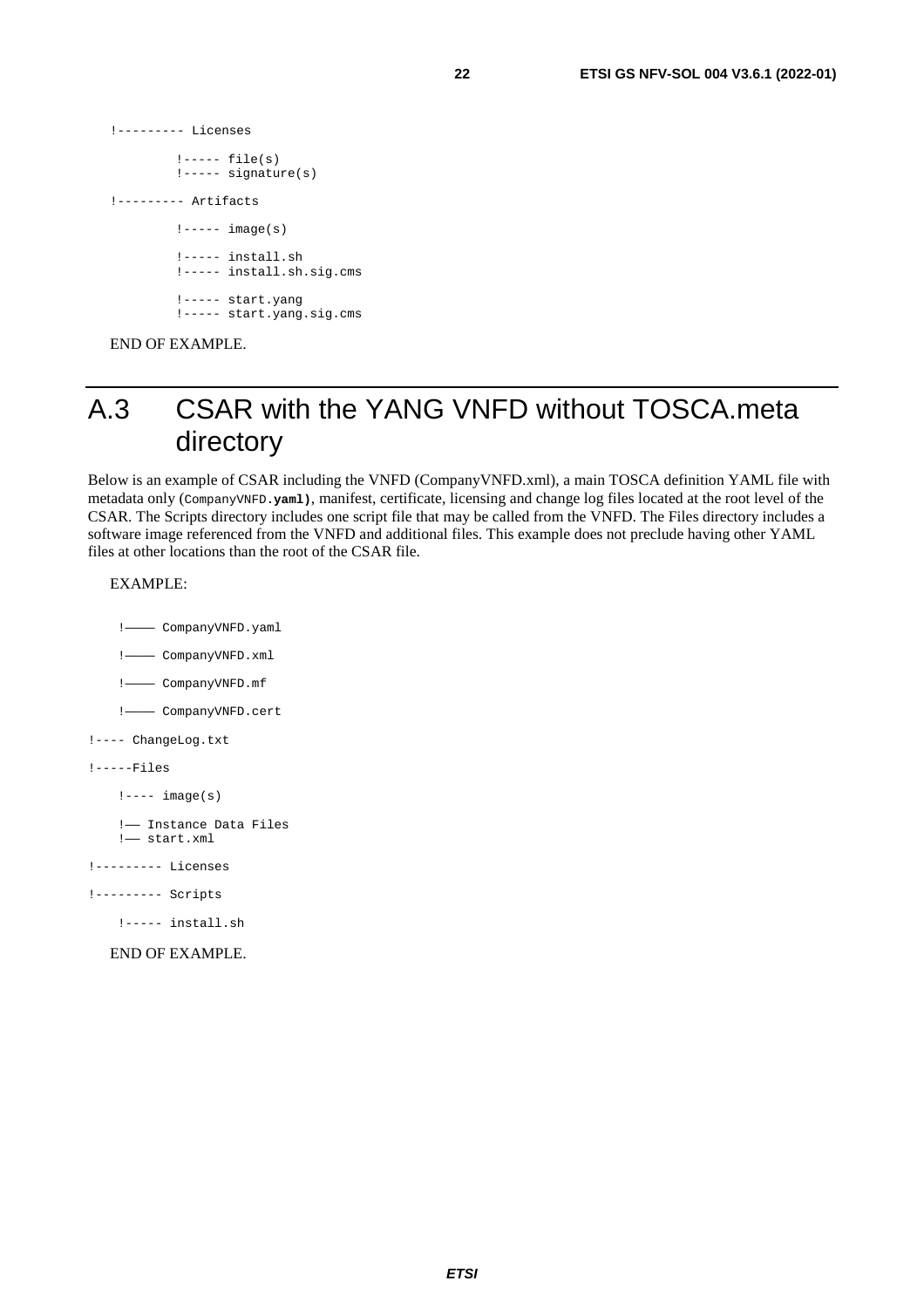```
!--------- Licenses

         !----- file(s)
         !----- signature(s)

!--------- Artifacts

         !----- image(s)

         !----- install.sh
         !----- install.sh.sig.cms

         !----- start.yang
         !----- start.yang.sig.cms
```

END OF EXAMPLE.

# A.3 CSAR with the YANG VNFD without TOSCA.meta directory

Below is an example of CSAR including the VNFD (CompanyVNFD.xml), a main TOSCA definition YAML file with metadata only (`CompanyVNFD.`**`yaml)`**, manifest, certificate, licensing and change log files located at the root level of the CSAR. The Scripts directory includes one script file that may be called from the VNFD. The Files directory includes a software image referenced from the VNFD and additional files. This example does not preclude having other YAML files at other locations than the root of the CSAR file.

EXAMPLE:

```
    !———— CompanyVNFD.yaml

    !———— CompanyVNFD.xml

    !———— CompanyVNFD.mf

    !———— CompanyVNFD.cert

!---- ChangeLog.txt

!-----Files

    !---- image(s)

    !—— Instance Data Files
    !—— start.xml

!--------- Licenses

!--------- Scripts

    !----- install.sh
```

END OF EXAMPLE.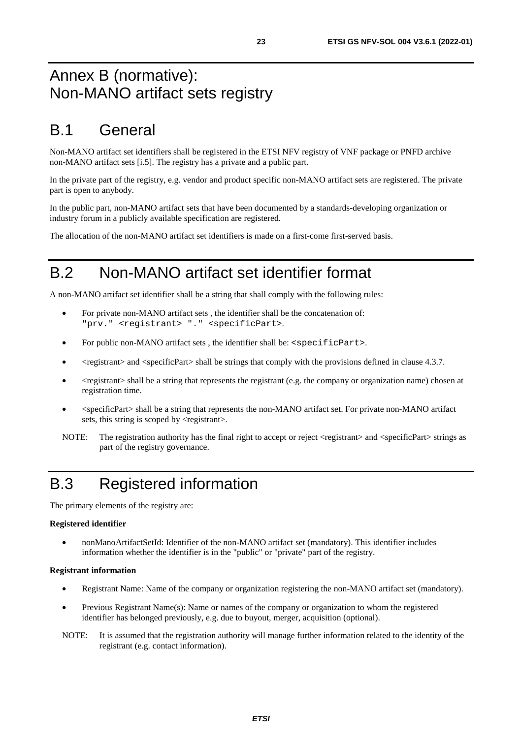# Annex B (normative): Non-MANO artifact sets registry

## B.1 General

Non-MANO artifact set identifiers shall be registered in the ETSI NFV registry of VNF package or PNFD archive non-MANO artifact sets [i.5]. The registry has a private and a public part.

In the private part of the registry, e.g. vendor and product specific non-MANO artifact sets are registered. The private part is open to anybody.

In the public part, non-MANO artifact sets that have been documented by a standards-developing organization or industry forum in a publicly available specification are registered.

The allocation of the non-MANO artifact set identifiers is made on a first-come first-served basis.

## B.2 Non-MANO artifact set identifier format

A non-MANO artifact set identifier shall be a string that shall comply with the following rules:

- For private non-MANO artifact sets , the identifier shall be the concatenation of: `"prv." <registrant> "." <specificPart>`.
- For public non-MANO artifact sets , the identifier shall be: `<specificPart>`.
- <registrant> and <specificPart> shall be strings that comply with the provisions defined in clause 4.3.7.
- <registrant> shall be a string that represents the registrant (e.g. the company or organization name) chosen at registration time.
- <specificPart> shall be a string that represents the non-MANO artifact set. For private non-MANO artifact sets, this string is scoped by <registrant>.

NOTE: The registration authority has the final right to accept or reject <registrant> and <specificPart> strings as part of the registry governance.

## B.3 Registered information

The primary elements of the registry are:

**Registered identifier**

- nonManoArtifactSetId: Identifier of the non-MANO artifact set (mandatory). This identifier includes information whether the identifier is in the "public" or "private" part of the registry.

**Registrant information**

- Registrant Name: Name of the company or organization registering the non-MANO artifact set (mandatory).
- Previous Registrant Name(s): Name or names of the company or organization to whom the registered identifier has belonged previously, e.g. due to buyout, merger, acquisition (optional).

NOTE: It is assumed that the registration authority will manage further information related to the identity of the registrant (e.g. contact information).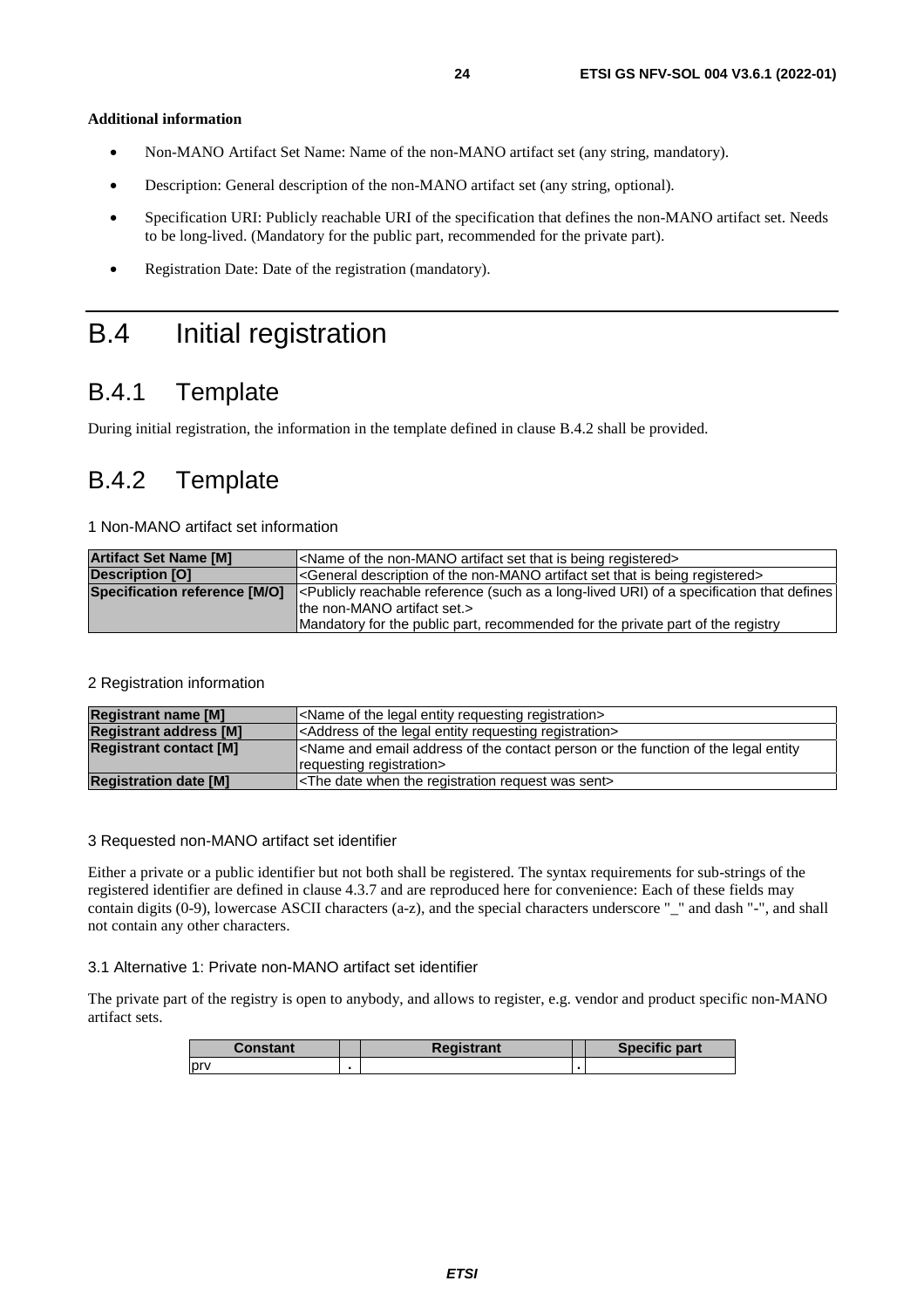**Additional information**

- Non-MANO Artifact Set Name: Name of the non-MANO artifact set (any string, mandatory).
- Description: General description of the non-MANO artifact set (any string, optional).
- Specification URI: Publicly reachable URI of the specification that defines the non-MANO artifact set. Needs to be long-lived. (Mandatory for the public part, recommended for the private part).
- Registration Date: Date of the registration (mandatory).

# B.4 Initial registration

## B.4.1 Template

During initial registration, the information in the template defined in clause B.4.2 shall be provided.

## B.4.2 Template

1 Non-MANO artifact set information

| | |
|---|---|
| **Artifact Set Name [M]** | <Name of the non-MANO artifact set that is being registered> |
| **Description [O]** | <General description of the non-MANO artifact set that is being registered> |
| **Specification reference [M/O]** | <Publicly reachable reference (such as a long-lived URI) of a specification that defines the non-MANO artifact set.><br>Mandatory for the public part, recommended for the private part of the registry |

2 Registration information

| | |
|---|---|
| **Registrant name [M]** | <Name of the legal entity requesting registration> |
| **Registrant address [M]** | <Address of the legal entity requesting registration> |
| **Registrant contact [M]** | <Name and email address of the contact person or the function of the legal entity requesting registration> |
| **Registration date [M]** | <The date when the registration request was sent> |

3 Requested non-MANO artifact set identifier

Either a private or a public identifier but not both shall be registered. The syntax requirements for sub-strings of the registered identifier are defined in clause 4.3.7 and are reproduced here for convenience: Each of these fields may contain digits (0-9), lowercase ASCII characters (a-z), and the special characters underscore "_" and dash "-", and shall not contain any other characters.

3.1 Alternative 1: Private non-MANO artifact set identifier

The private part of the registry is open to anybody, and allows to register, e.g. vendor and product specific non-MANO artifact sets.

| Constant | | Registrant | | Specific part |
|---|---|---|---|---|
| prv | . | | . | |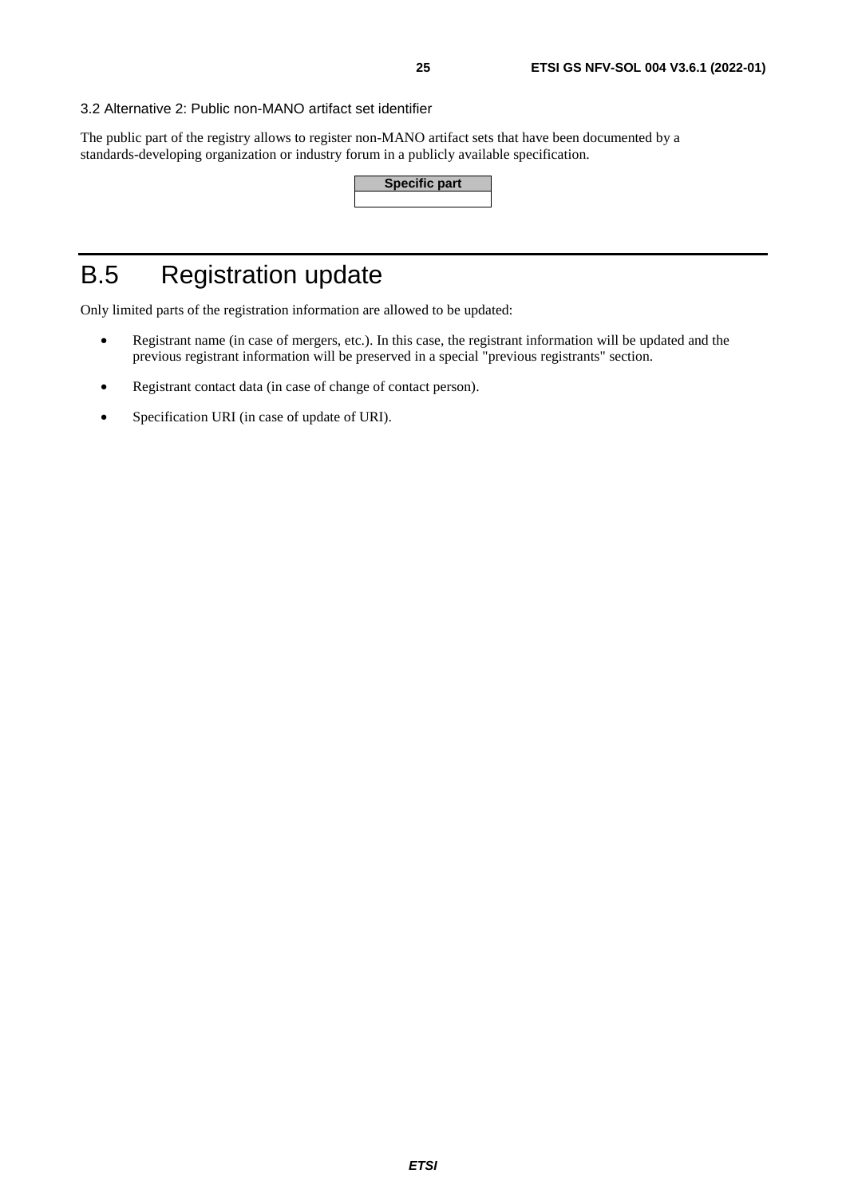3.2 Alternative 2: Public non-MANO artifact set identifier

The public part of the registry allows to register non-MANO artifact sets that have been documented by a standards-developing organization or industry forum in a publicly available specification.

| Specific part |
| --- |
| |

# B.5 Registration update

Only limited parts of the registration information are allowed to be updated:

- Registrant name (in case of mergers, etc.). In this case, the registrant information will be updated and the previous registrant information will be preserved in a special "previous registrants" section.
- Registrant contact data (in case of change of contact person).
- Specification URI (in case of update of URI).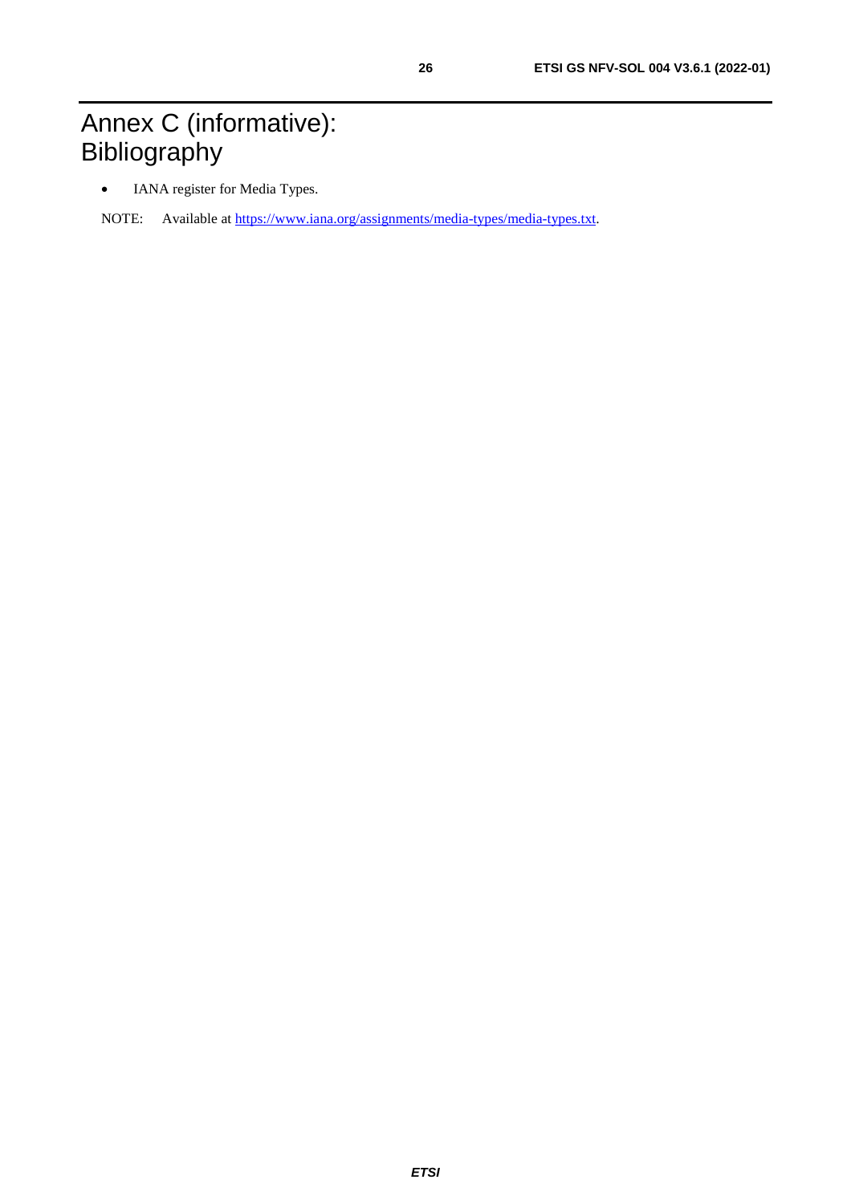# Annex C (informative): Bibliography

- IANA register for Media Types.

NOTE: Available at https://www.iana.org/assignments/media-types/media-types.txt.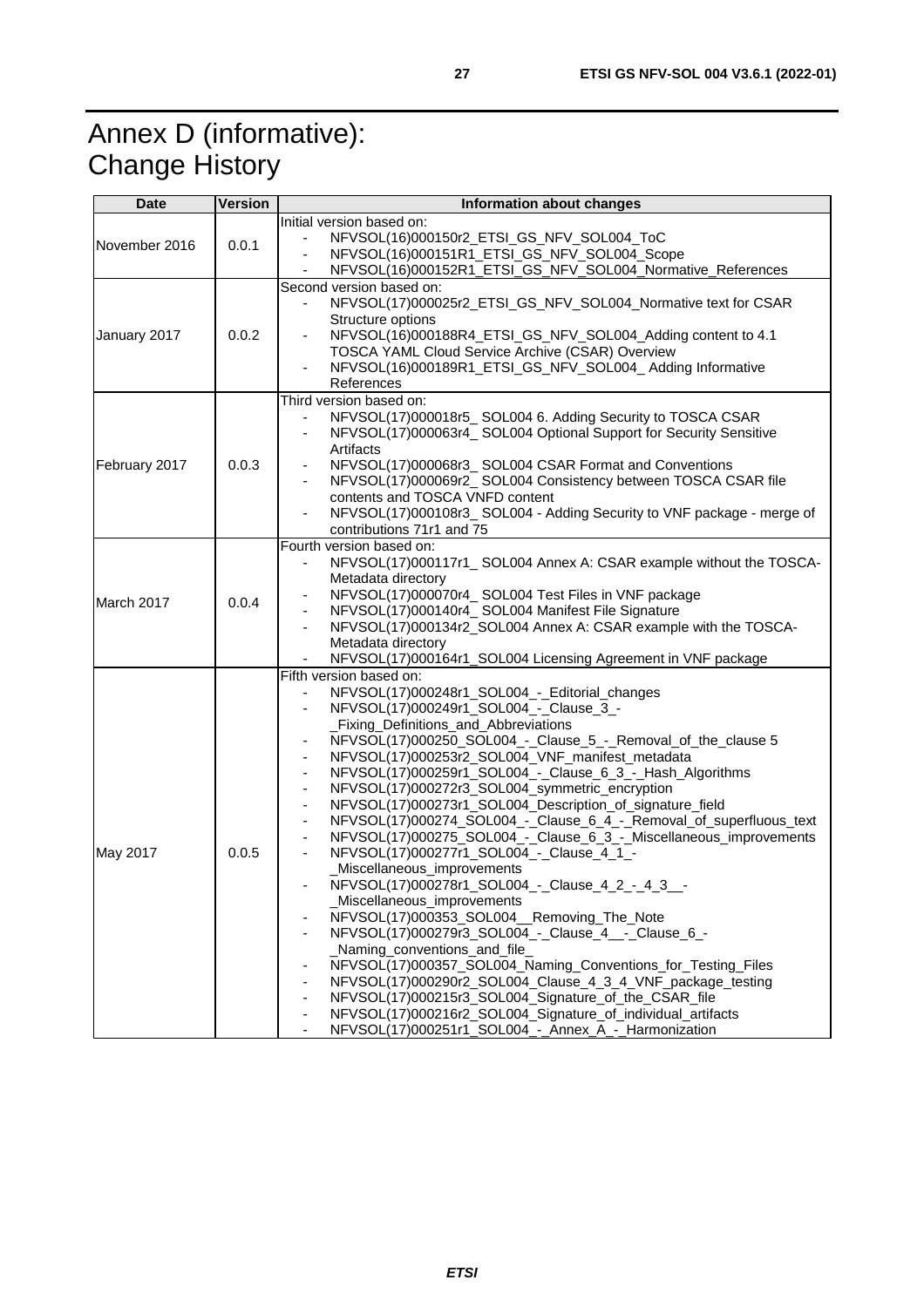# Annex D (informative): Change History

| Date | Version | Information about changes |
|---|---|---|
| November 2016 | 0.0.1 | Initial version based on:<br>- NFVSOL(16)000150r2_ETSI_GS_NFV_SOL004_ToC<br>- NFVSOL(16)000151R1_ETSI_GS_NFV_SOL004_Scope<br>- NFVSOL(16)000152R1_ETSI_GS_NFV_SOL004_Normative_References |
| January 2017 | 0.0.2 | Second version based on:<br>- NFVSOL(17)000025r2_ETSI_GS_NFV_SOL004_Normative text for CSAR Structure options<br>- NFVSOL(16)000188R4_ETSI_GS_NFV_SOL004_Adding content to 4.1 TOSCA YAML Cloud Service Archive (CSAR) Overview<br>- NFVSOL(16)000189R1_ETSI_GS_NFV_SOL004_ Adding Informative References |
| February 2017 | 0.0.3 | Third version based on:<br>- NFVSOL(17)000018r5_ SOL004 6. Adding Security to TOSCA CSAR<br>- NFVSOL(17)000063r4_ SOL004 Optional Support for Security Sensitive Artifacts<br>- NFVSOL(17)000068r3_ SOL004 CSAR Format and Conventions<br>- NFVSOL(17)000069r2_ SOL004 Consistency between TOSCA CSAR file contents and TOSCA VNFD content<br>- NFVSOL(17)000108r3_ SOL004 - Adding Security to VNF package - merge of contributions 71r1 and 75 |
| March 2017 | 0.0.4 | Fourth version based on:<br>- NFVSOL(17)000117r1_ SOL004 Annex A: CSAR example without the TOSCA-Metadata directory<br>- NFVSOL(17)000070r4_ SOL004 Test Files in VNF package<br>- NFVSOL(17)000140r4_ SOL004 Manifest File Signature<br>- NFVSOL(17)000134r2_SOL004 Annex A: CSAR example with the TOSCA-Metadata directory<br>- NFVSOL(17)000164r1_SOL004 Licensing Agreement in VNF package |
| May 2017 | 0.0.5 | Fifth version based on:<br>- NFVSOL(17)000248r1_SOL004_-_Editorial_changes<br>- NFVSOL(17)000249r1_SOL004_-_Clause_3_-_Fixing_Definitions_and_Abbreviations<br>- NFVSOL(17)000250_SOL004_-_Clause_5_-_Removal_of_the_clause 5<br>- NFVSOL(17)000253r2_SOL004_VNF_manifest_metadata<br>- NFVSOL(17)000259r1_SOL004_-_Clause_6_3_-_Hash_Algorithms<br>- NFVSOL(17)000272r3_SOL004_symmetric_encryption<br>- NFVSOL(17)000273r1_SOL004_Description_of_signature_field<br>- NFVSOL(17)000274_SOL004_-_Clause_6_4_-_Removal_of_superfluous_text<br>- NFVSOL(17)000275_SOL004_-_Clause_6_3_-_Miscellaneous_improvements<br>- NFVSOL(17)000277r1_SOL004_-_Clause_4_1_-_Miscellaneous_improvements<br>- NFVSOL(17)000278r1_SOL004_-_Clause_4_2_-_4_3__-_Miscellaneous_improvements<br>- NFVSOL(17)000353_SOL004__Removing_The_Note<br>- NFVSOL(17)000279r3_SOL004_-_Clause_4__-_Clause_6_-_Naming_conventions_and_file_<br>- NFVSOL(17)000357_SOL004_Naming_Conventions_for_Testing_Files<br>- NFVSOL(17)000290r2_SOL004_Clause_4_3_4_VNF_package_testing<br>- NFVSOL(17)000215r3_SOL004_Signature_of_the_CSAR_file<br>- NFVSOL(17)000216r2_SOL004_Signature_of_individual_artifacts<br>- NFVSOL(17)000251r1_SOL004_-_Annex_A_-_Harmonization |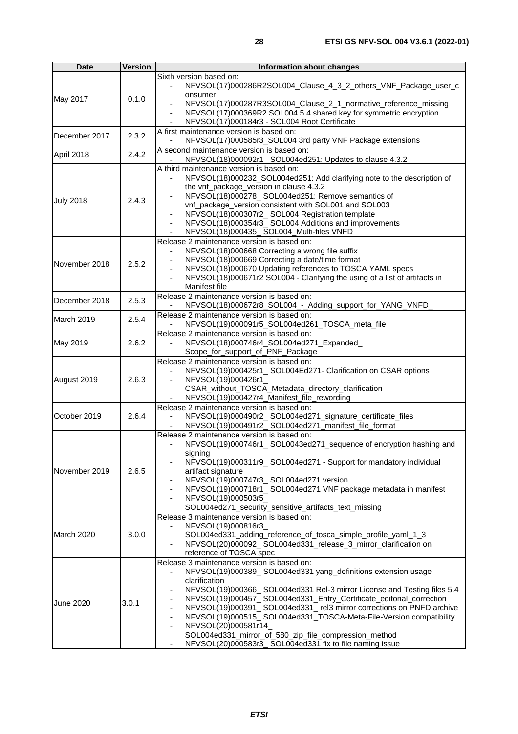| Date | Version | Information about changes |
|---|---|---|
| May 2017 | 0.1.0 | Sixth version based on:<br>- NFVSOL(17)000286R2SOL004_Clause_4_3_2_others_VNF_Package_user_consumer<br>- NFVSOL(17)000287R3SOL004_Clause_2_1_normative_reference_missing<br>- NFVSOL(17)000369R2 SOL004 5.4 shared key for symmetric encryption<br>- NFVSOL(17)000184r3 - SOL004 Root Certificate |
| December 2017 | 2.3.2 | A first maintenance version is based on:<br>- NFVSOL(17)000585r3_SOL004 3rd party VNF Package extensions |
| April 2018 | 2.4.2 | A second maintenance version is based on:<br>- NFVSOL(18)000092r1_ SOL004ed251: Updates to clause 4.3.2 |
| July 2018 | 2.4.3 | A third maintenance version is based on:<br>- NFVSOL(18)000232_SOL004ed251: Add clarifying note to the description of the vnf_package_version in clause 4.3.2<br>- NFVSOL(18)000278_ SOL004ed251: Remove semantics of vnf_package_version consistent with SOL001 and SOL003<br>- NFVSOL(18)000307r2_ SOL004 Registration template<br>- NFVSOL(18)000354r3_ SOL004 Additions and improvements<br>- NFVSOL(18)000435_ SOL004_Multi-files VNFD |
| November 2018 | 2.5.2 | Release 2 maintenance version is based on:<br>- NFVSOL(18)000668 Correcting a wrong file suffix<br>- NFVSOL(18)000669 Correcting a date/time format<br>- NFVSOL(18)000670 Updating references to TOSCA YAML specs<br>- NFVSOL(18)000671r2 SOL004 - Clarifying the using of a list of artifacts in Manifest file |
| December 2018 | 2.5.3 | Release 2 maintenance version is based on:<br>- NFVSOL(18)000672r8_SOL004_-_Adding_support_for_YANG_VNFD_ |
| March 2019 | 2.5.4 | Release 2 maintenance version is based on:<br>- NFVSOL(19)000091r5_SOL004ed261_TOSCA_meta_file |
| May 2019 | 2.6.2 | Release 2 maintenance version is based on:<br>- NFVSOL(18)000746r4_SOL004ed271_Expanded_ Scope_for_support_of_PNF_Package |
| August 2019 | 2.6.3 | Release 2 maintenance version is based on:<br>- NFVSOL(19)000425r1_ SOL004Ed271- Clarification on CSAR options<br>- NFVSOL(19)000426r1_ CSAR_without_TOSCA_Metadata_directory_clarification<br>- NFVSOL(19)000427r4_Manifest_file_rewording |
| October 2019 | 2.6.4 | Release 2 maintenance version is based on:<br>- NFVSOL(19)000490r2_ SOL004ed271_signature_certificate_files<br>- NFVSOL(19)000491r2_ SOL004ed271_manifest_file_format |
| November 2019 | 2.6.5 | Release 2 maintenance version is based on:<br>- NFVSOL(19)000746r1_ SOL0043ed271_sequence of encryption hashing and signing<br>- NFVSOL(19)000311r9_ SOL004ed271 - Support for mandatory individual artifact signature<br>- NFVSOL(19)000747r3_ SOL004ed271 version<br>- NFVSOL(19)000718r1_ SOL004ed271 VNF package metadata in manifest<br>- NFVSOL(19)000503r5_ SOL004ed271_security_sensitive_artifacts_text_missing |
| March 2020 | 3.0.0 | Release 3 maintenance version is based on:<br>- NFVSOL(19)000816r3_ SOL004ed331_adding_reference_of_tosca_simple_profile_yaml_1_3<br>- NFVSOL(20)000092_ SOL004ed331_release_3_mirror_clarification on reference of TOSCA spec |
| June 2020 | 3.0.1 | Release 3 maintenance version is based on:<br>- NFVSOL(19)000389_ SOL004ed331 yang_definitions extension usage clarification<br>- NFVSOL(19)000366_ SOL004ed331 Rel-3 mirror License and Testing files 5.4<br>- NFVSOL(19)000457_ SOL004ed331_Entry_Certificate_editorial_correction<br>- NFVSOL(19)000391_ SOL004ed331_ rel3 mirror corrections on PNFD archive<br>- NFVSOL(19)000515_ SOL004ed331_TOSCA-Meta-File-Version compatibility<br>- NFVSOL(20)000581r14_ SOL004ed331_mirror_of_580_zip_file_compression_method<br>- NFVSOL(20)000583r3_ SOL004ed331 fix to file naming issue |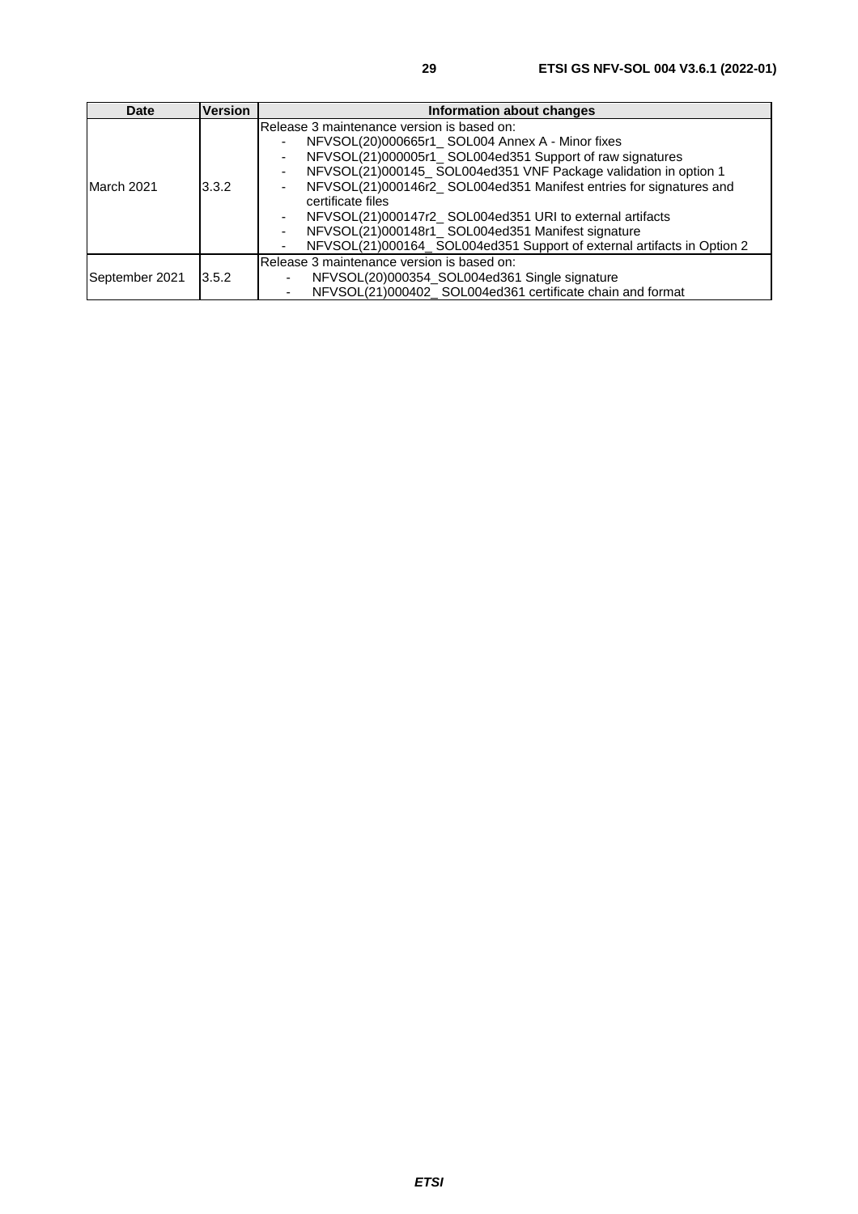| Date | Version | Information about changes |
|---|---|---|
| March 2021 | 3.3.2 | Release 3 maintenance version is based on:<br>- NFVSOL(20)000665r1_ SOL004 Annex A - Minor fixes<br>- NFVSOL(21)000005r1_ SOL004ed351 Support of raw signatures<br>- NFVSOL(21)000145_ SOL004ed351 VNF Package validation in option 1<br>- NFVSOL(21)000146r2_ SOL004ed351 Manifest entries for signatures and certificate files<br>- NFVSOL(21)000147r2_ SOL004ed351 URI to external artifacts<br>- NFVSOL(21)000148r1_ SOL004ed351 Manifest signature<br>- NFVSOL(21)000164_ SOL004ed351 Support of external artifacts in Option 2 |
| September 2021 | 3.5.2 | Release 3 maintenance version is based on:<br>- NFVSOL(20)000354_SOL004ed361 Single signature<br>- NFVSOL(21)000402_ SOL004ed361 certificate chain and format |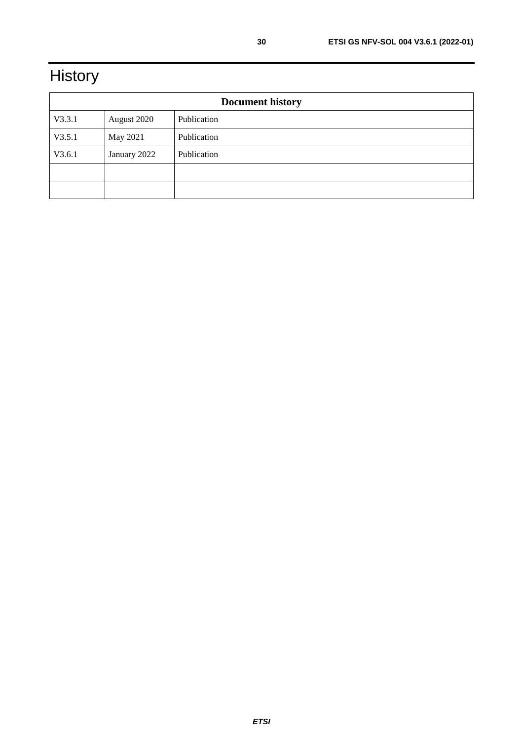# History

| Document history | | |
| --- | --- | --- |
| V3.3.1 | August 2020 | Publication |
| V3.5.1 | May 2021 | Publication |
| V3.6.1 | January 2022 | Publication |
| | | |
| | | |